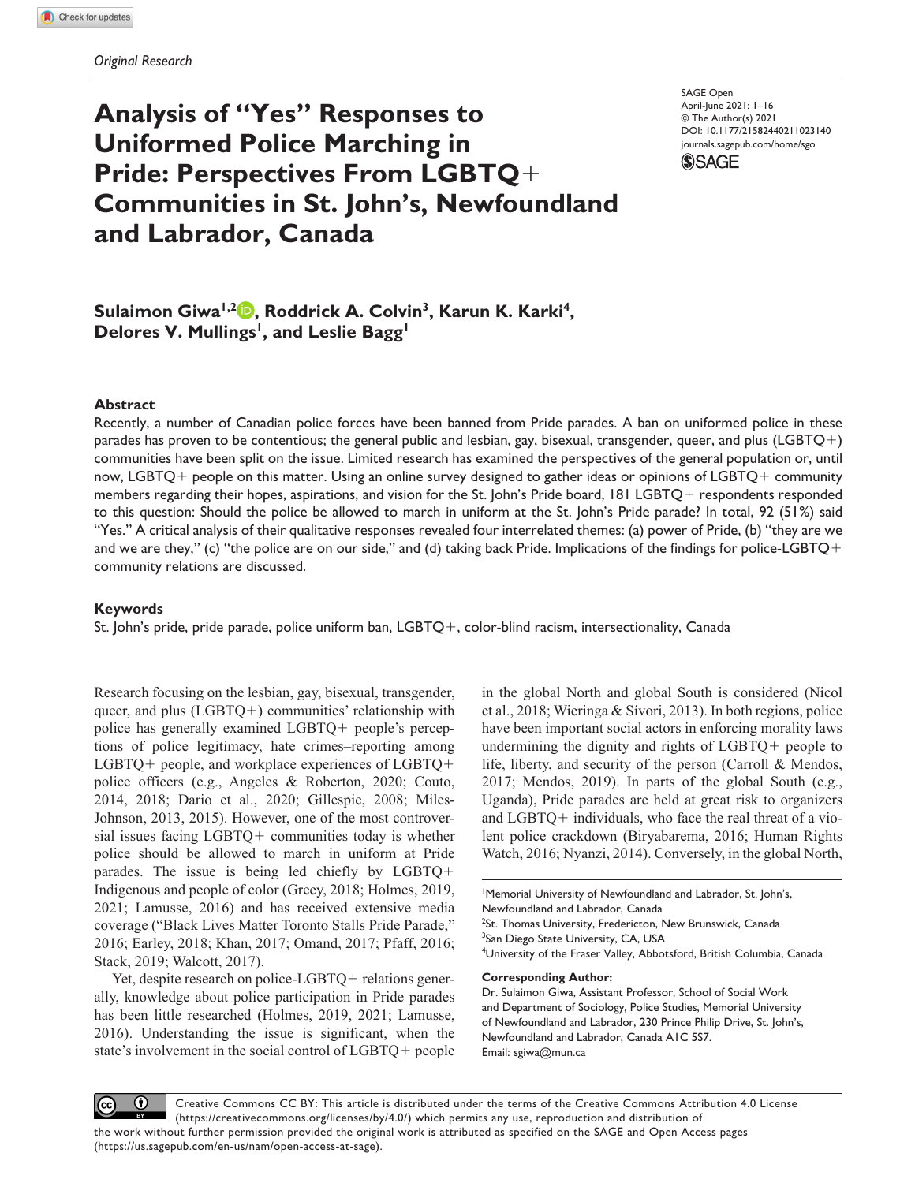*Original Research*

# Analysis of "Yes" Responses to Uniformed Police Marching in Pride: Perspectives From LGBTQ+ Communities in St. John's, Newfoundland and Labrador, Canada

SAGE Open
April-June 2021: 1–16
© The Author(s) 2021
DOI: 10.1177/21582440211023140
journals.sagepub.com/home/sgo

**Sulaimon Giwa[1,2], Roddrick A. Colvin[3], Karun K. Karki[4], Delores V. Mullings[1], and Leslie Bagg[1]**

## Abstract

Recently, a number of Canadian police forces have been banned from Pride parades. A ban on uniformed police in these parades has proven to be contentious; the general public and lesbian, gay, bisexual, transgender, queer, and plus (LGBTQ+) communities have been split on the issue. Limited research has examined the perspectives of the general population or, until now, LGBTQ+ people on this matter. Using an online survey designed to gather ideas or opinions of LGBTQ+ community members regarding their hopes, aspirations, and vision for the St. John's Pride board, 181 LGBTQ+ respondents responded to this question: Should the police be allowed to march in uniform at the St. John's Pride parade? In total, 92 (51%) said "Yes." A critical analysis of their qualitative responses revealed four interrelated themes: (a) power of Pride, (b) "they are we and we are they," (c) "the police are on our side," and (d) taking back Pride. Implications of the findings for police-LGBTQ+ community relations are discussed.

## Keywords

St. John's pride, pride parade, police uniform ban, LGBTQ+, color-blind racism, intersectionality, Canada

Research focusing on the lesbian, gay, bisexual, transgender, queer, and plus (LGBTQ+) communities' relationship with police has generally examined LGBTQ+ people's perceptions of police legitimacy, hate crimes–reporting among LGBTQ+ people, and workplace experiences of LGBTQ+ police officers (e.g., Angeles & Roberton, 2020; Couto, 2014, 2018; Dario et al., 2020; Gillespie, 2008; Miles-Johnson, 2013, 2015). However, one of the most controversial issues facing LGBTQ+ communities today is whether police should be allowed to march in uniform at Pride parades. The issue is being led chiefly by LGBTQ+ Indigenous and people of color (Greey, 2018; Holmes, 2019, 2021; Lamusse, 2016) and has received extensive media coverage ("Black Lives Matter Toronto Stalls Pride Parade," 2016; Earley, 2018; Khan, 2017; Omand, 2017; Pfaff, 2016; Stack, 2019; Walcott, 2017).

Yet, despite research on police-LGBTQ+ relations generally, knowledge about police participation in Pride parades has been little researched (Holmes, 2019, 2021; Lamusse, 2016). Understanding the issue is significant, when the state's involvement in the social control of LGBTQ+ people in the global North and global South is considered (Nicol et al., 2018; Wieringa & Sívori, 2013). In both regions, police have been important social actors in enforcing morality laws undermining the dignity and rights of LGBTQ+ people to life, liberty, and security of the person (Carroll & Mendos, 2017; Mendos, 2019). In parts of the global South (e.g., Uganda), Pride parades are held at great risk to organizers and LGBTQ+ individuals, who face the real threat of a violent police crackdown (Biryabarema, 2016; Human Rights Watch, 2016; Nyanzi, 2014). Conversely, in the global North,

[1]Memorial University of Newfoundland and Labrador, St. John's, Newfoundland and Labrador, Canada
[2]St. Thomas University, Fredericton, New Brunswick, Canada
[3]San Diego State University, CA, USA
[4]University of the Fraser Valley, Abbotsford, British Columbia, Canada

**Corresponding Author:**
Dr. Sulaimon Giwa, Assistant Professor, School of Social Work and Department of Sociology, Police Studies, Memorial University of Newfoundland and Labrador, 230 Prince Philip Drive, St. John's, Newfoundland and Labrador, Canada A1C 5S7.
Email: sgiwa@mun.ca

Creative Commons CC BY: This article is distributed under the terms of the Creative Commons Attribution 4.0 License (https://creativecommons.org/licenses/by/4.0/) which permits any use, reproduction and distribution of the work without further permission provided the original work is attributed as specified on the SAGE and Open Access pages (https://us.sagepub.com/en-us/nam/open-access-at-sage).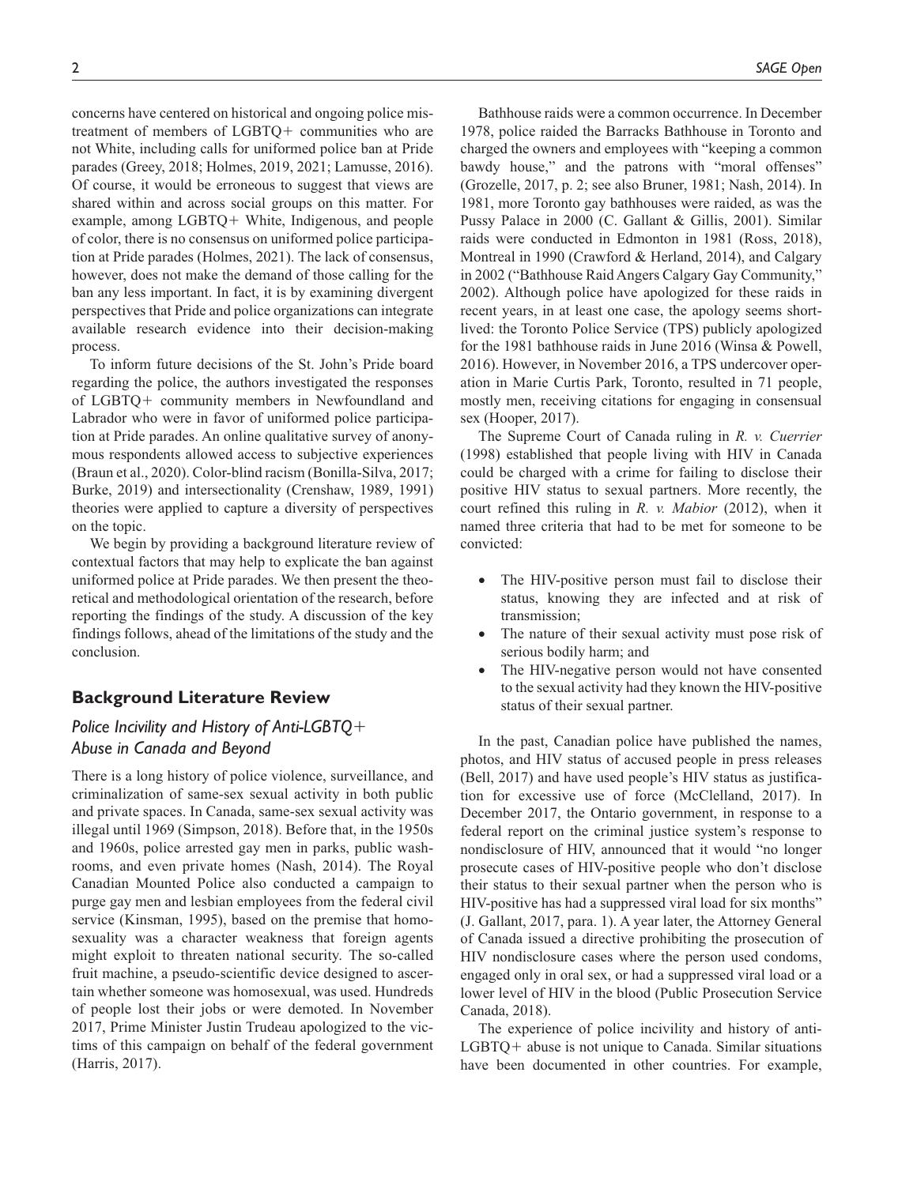concerns have centered on historical and ongoing police mistreatment of members of LGBTQ+ communities who are not White, including calls for uniformed police ban at Pride parades (Greey, 2018; Holmes, 2019, 2021; Lamusse, 2016). Of course, it would be erroneous to suggest that views are shared within and across social groups on this matter. For example, among LGBTQ+ White, Indigenous, and people of color, there is no consensus on uniformed police participation at Pride parades (Holmes, 2021). The lack of consensus, however, does not make the demand of those calling for the ban any less important. In fact, it is by examining divergent perspectives that Pride and police organizations can integrate available research evidence into their decision-making process.

To inform future decisions of the St. John's Pride board regarding the police, the authors investigated the responses of LGBTQ+ community members in Newfoundland and Labrador who were in favor of uniformed police participation at Pride parades. An online qualitative survey of anonymous respondents allowed access to subjective experiences (Braun et al., 2020). Color-blind racism (Bonilla-Silva, 2017; Burke, 2019) and intersectionality (Crenshaw, 1989, 1991) theories were applied to capture a diversity of perspectives on the topic.

We begin by providing a background literature review of contextual factors that may help to explicate the ban against uniformed police at Pride parades. We then present the theoretical and methodological orientation of the research, before reporting the findings of the study. A discussion of the key findings follows, ahead of the limitations of the study and the conclusion.

## Background Literature Review

### *Police Incivility and History of Anti-LGBTQ+ Abuse in Canada and Beyond*

There is a long history of police violence, surveillance, and criminalization of same-sex sexual activity in both public and private spaces. In Canada, same-sex sexual activity was illegal until 1969 (Simpson, 2018). Before that, in the 1950s and 1960s, police arrested gay men in parks, public washrooms, and even private homes (Nash, 2014). The Royal Canadian Mounted Police also conducted a campaign to purge gay men and lesbian employees from the federal civil service (Kinsman, 1995), based on the premise that homosexuality was a character weakness that foreign agents might exploit to threaten national security. The so-called fruit machine, a pseudo-scientific device designed to ascertain whether someone was homosexual, was used. Hundreds of people lost their jobs or were demoted. In November 2017, Prime Minister Justin Trudeau apologized to the victims of this campaign on behalf of the federal government (Harris, 2017).

Bathhouse raids were a common occurrence. In December 1978, police raided the Barracks Bathhouse in Toronto and charged the owners and employees with "keeping a common bawdy house," and the patrons with "moral offenses" (Grozelle, 2017, p. 2; see also Bruner, 1981; Nash, 2014). In 1981, more Toronto gay bathhouses were raided, as was the Pussy Palace in 2000 (C. Gallant & Gillis, 2001). Similar raids were conducted in Edmonton in 1981 (Ross, 2018), Montreal in 1990 (Crawford & Herland, 2014), and Calgary in 2002 ("Bathhouse Raid Angers Calgary Gay Community," 2002). Although police have apologized for these raids in recent years, in at least one case, the apology seems short-lived: the Toronto Police Service (TPS) publicly apologized for the 1981 bathhouse raids in June 2016 (Winsa & Powell, 2016). However, in November 2016, a TPS undercover operation in Marie Curtis Park, Toronto, resulted in 71 people, mostly men, receiving citations for engaging in consensual sex (Hooper, 2017).

The Supreme Court of Canada ruling in *R. v. Cuerrier* (1998) established that people living with HIV in Canada could be charged with a crime for failing to disclose their positive HIV status to sexual partners. More recently, the court refined this ruling in *R. v. Mabior* (2012), when it named three criteria that had to be met for someone to be convicted:

- The HIV-positive person must fail to disclose their status, knowing they are infected and at risk of transmission;
- The nature of their sexual activity must pose risk of serious bodily harm; and
- The HIV-negative person would not have consented to the sexual activity had they known the HIV-positive status of their sexual partner.

In the past, Canadian police have published the names, photos, and HIV status of accused people in press releases (Bell, 2017) and have used people's HIV status as justification for excessive use of force (McClelland, 2017). In December 2017, the Ontario government, in response to a federal report on the criminal justice system's response to nondisclosure of HIV, announced that it would "no longer prosecute cases of HIV-positive people who don't disclose their status to their sexual partner when the person who is HIV-positive has had a suppressed viral load for six months" (J. Gallant, 2017, para. 1). A year later, the Attorney General of Canada issued a directive prohibiting the prosecution of HIV nondisclosure cases where the person used condoms, engaged only in oral sex, or had a suppressed viral load or a lower level of HIV in the blood (Public Prosecution Service Canada, 2018).

The experience of police incivility and history of anti-LGBTQ+ abuse is not unique to Canada. Similar situations have been documented in other countries. For example,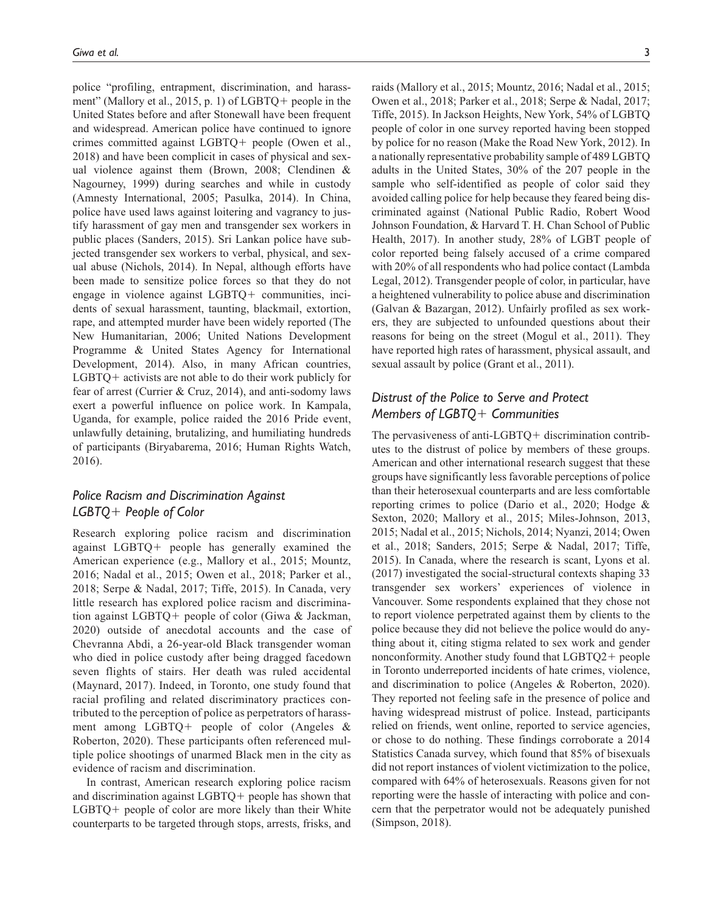police "profiling, entrapment, discrimination, and harassment" (Mallory et al., 2015, p. 1) of LGBTQ+ people in the United States before and after Stonewall have been frequent and widespread. American police have continued to ignore crimes committed against LGBTQ+ people (Owen et al., 2018) and have been complicit in cases of physical and sexual violence against them (Brown, 2008; Clendinen & Nagourney, 1999) during searches and while in custody (Amnesty International, 2005; Pasulka, 2014). In China, police have used laws against loitering and vagrancy to justify harassment of gay men and transgender sex workers in public places (Sanders, 2015). Sri Lankan police have subjected transgender sex workers to verbal, physical, and sexual abuse (Nichols, 2014). In Nepal, although efforts have been made to sensitize police forces so that they do not engage in violence against LGBTQ+ communities, incidents of sexual harassment, taunting, blackmail, extortion, rape, and attempted murder have been widely reported (The New Humanitarian, 2006; United Nations Development Programme & United States Agency for International Development, 2014). Also, in many African countries, LGBTQ+ activists are not able to do their work publicly for fear of arrest (Currier & Cruz, 2014), and anti-sodomy laws exert a powerful influence on police work. In Kampala, Uganda, for example, police raided the 2016 Pride event, unlawfully detaining, brutalizing, and humiliating hundreds of participants (Biryabarema, 2016; Human Rights Watch, 2016).

## *Police Racism and Discrimination Against LGBTQ+ People of Color*

Research exploring police racism and discrimination against LGBTQ+ people has generally examined the American experience (e.g., Mallory et al., 2015; Mountz, 2016; Nadal et al., 2015; Owen et al., 2018; Parker et al., 2018; Serpe & Nadal, 2017; Tiffe, 2015). In Canada, very little research has explored police racism and discrimination against LGBTQ+ people of color (Giwa & Jackman, 2020) outside of anecdotal accounts and the case of Chevranna Abdi, a 26-year-old Black transgender woman who died in police custody after being dragged facedown seven flights of stairs. Her death was ruled accidental (Maynard, 2017). Indeed, in Toronto, one study found that racial profiling and related discriminatory practices contributed to the perception of police as perpetrators of harassment among LGBTQ+ people of color (Angeles & Roberton, 2020). These participants often referenced multiple police shootings of unarmed Black men in the city as evidence of racism and discrimination.

In contrast, American research exploring police racism and discrimination against LGBTQ+ people has shown that LGBTQ+ people of color are more likely than their White counterparts to be targeted through stops, arrests, frisks, and raids (Mallory et al., 2015; Mountz, 2016; Nadal et al., 2015; Owen et al., 2018; Parker et al., 2018; Serpe & Nadal, 2017; Tiffe, 2015). In Jackson Heights, New York, 54% of LGBTQ people of color in one survey reported having been stopped by police for no reason (Make the Road New York, 2012). In a nationally representative probability sample of 489 LGBTQ adults in the United States, 30% of the 207 people in the sample who self-identified as people of color said they avoided calling police for help because they feared being discriminated against (National Public Radio, Robert Wood Johnson Foundation, & Harvard T. H. Chan School of Public Health, 2017). In another study, 28% of LGBT people of color reported being falsely accused of a crime compared with 20% of all respondents who had police contact (Lambda Legal, 2012). Transgender people of color, in particular, have a heightened vulnerability to police abuse and discrimination (Galvan & Bazargan, 2012). Unfairly profiled as sex workers, they are subjected to unfounded questions about their reasons for being on the street (Mogul et al., 2011). They have reported high rates of harassment, physical assault, and sexual assault by police (Grant et al., 2011).

## *Distrust of the Police to Serve and Protect Members of LGBTQ+ Communities*

The pervasiveness of anti-LGBTQ+ discrimination contributes to the distrust of police by members of these groups. American and other international research suggest that these groups have significantly less favorable perceptions of police than their heterosexual counterparts and are less comfortable reporting crimes to police (Dario et al., 2020; Hodge & Sexton, 2020; Mallory et al., 2015; Miles-Johnson, 2013, 2015; Nadal et al., 2015; Nichols, 2014; Nyanzi, 2014; Owen et al., 2018; Sanders, 2015; Serpe & Nadal, 2017; Tiffe, 2015). In Canada, where the research is scant, Lyons et al. (2017) investigated the social-structural contexts shaping 33 transgender sex workers' experiences of violence in Vancouver. Some respondents explained that they chose not to report violence perpetrated against them by clients to the police because they did not believe the police would do anything about it, citing stigma related to sex work and gender nonconformity. Another study found that LGBTQ2+ people in Toronto underreported incidents of hate crimes, violence, and discrimination to police (Angeles & Roberton, 2020). They reported not feeling safe in the presence of police and having widespread mistrust of police. Instead, participants relied on friends, went online, reported to service agencies, or chose to do nothing. These findings corroborate a 2014 Statistics Canada survey, which found that 85% of bisexuals did not report instances of violent victimization to the police, compared with 64% of heterosexuals. Reasons given for not reporting were the hassle of interacting with police and concern that the perpetrator would not be adequately punished (Simpson, 2018).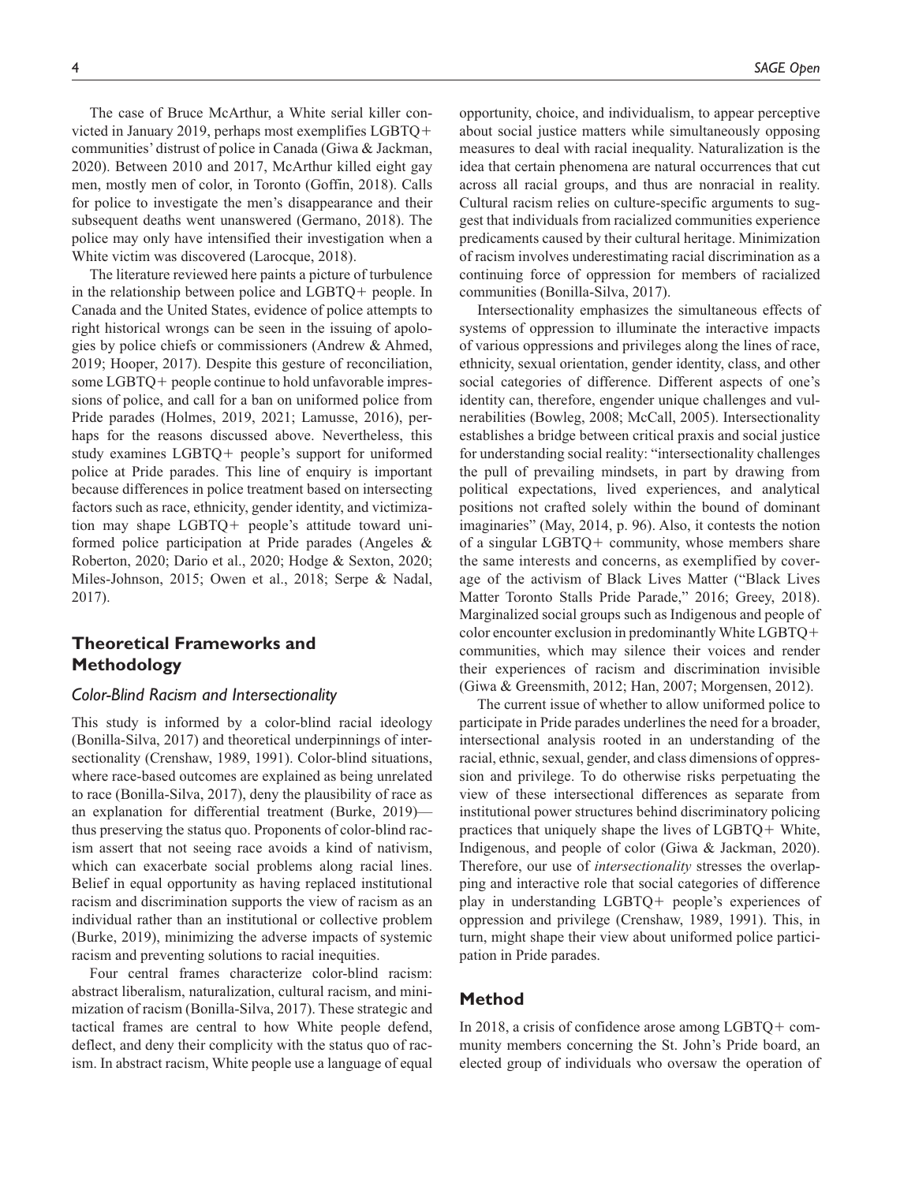The case of Bruce McArthur, a White serial killer convicted in January 2019, perhaps most exemplifies LGBTQ+ communities' distrust of police in Canada (Giwa & Jackman, 2020). Between 2010 and 2017, McArthur killed eight gay men, mostly men of color, in Toronto (Goffin, 2018). Calls for police to investigate the men's disappearance and their subsequent deaths went unanswered (Germano, 2018). The police may only have intensified their investigation when a White victim was discovered (Larocque, 2018).

The literature reviewed here paints a picture of turbulence in the relationship between police and LGBTQ+ people. In Canada and the United States, evidence of police attempts to right historical wrongs can be seen in the issuing of apologies by police chiefs or commissioners (Andrew & Ahmed, 2019; Hooper, 2017). Despite this gesture of reconciliation, some LGBTQ+ people continue to hold unfavorable impressions of police, and call for a ban on uniformed police from Pride parades (Holmes, 2019, 2021; Lamusse, 2016), perhaps for the reasons discussed above. Nevertheless, this study examines LGBTQ+ people's support for uniformed police at Pride parades. This line of enquiry is important because differences in police treatment based on intersecting factors such as race, ethnicity, gender identity, and victimization may shape LGBTQ+ people's attitude toward uniformed police participation at Pride parades (Angeles & Roberton, 2020; Dario et al., 2020; Hodge & Sexton, 2020; Miles-Johnson, 2015; Owen et al., 2018; Serpe & Nadal, 2017).

## Theoretical Frameworks and Methodology

### Color-Blind Racism and Intersectionality

This study is informed by a color-blind racial ideology (Bonilla-Silva, 2017) and theoretical underpinnings of intersectionality (Crenshaw, 1989, 1991). Color-blind situations, where race-based outcomes are explained as being unrelated to race (Bonilla-Silva, 2017), deny the plausibility of race as an explanation for differential treatment (Burke, 2019)—thus preserving the status quo. Proponents of color-blind racism assert that not seeing race avoids a kind of nativism, which can exacerbate social problems along racial lines. Belief in equal opportunity as having replaced institutional racism and discrimination supports the view of racism as an individual rather than an institutional or collective problem (Burke, 2019), minimizing the adverse impacts of systemic racism and preventing solutions to racial inequities.

Four central frames characterize color-blind racism: abstract liberalism, naturalization, cultural racism, and minimization of racism (Bonilla-Silva, 2017). These strategic and tactical frames are central to how White people defend, deflect, and deny their complicity with the status quo of racism. In abstract racism, White people use a language of equal opportunity, choice, and individualism, to appear perceptive about social justice matters while simultaneously opposing measures to deal with racial inequality. Naturalization is the idea that certain phenomena are natural occurrences that cut across all racial groups, and thus are nonracial in reality. Cultural racism relies on culture-specific arguments to suggest that individuals from racialized communities experience predicaments caused by their cultural heritage. Minimization of racism involves underestimating racial discrimination as a continuing force of oppression for members of racialized communities (Bonilla-Silva, 2017).

Intersectionality emphasizes the simultaneous effects of systems of oppression to illuminate the interactive impacts of various oppressions and privileges along the lines of race, ethnicity, sexual orientation, gender identity, class, and other social categories of difference. Different aspects of one's identity can, therefore, engender unique challenges and vulnerabilities (Bowleg, 2008; McCall, 2005). Intersectionality establishes a bridge between critical praxis and social justice for understanding social reality: "intersectionality challenges the pull of prevailing mindsets, in part by drawing from political expectations, lived experiences, and analytical positions not crafted solely within the bound of dominant imaginaries" (May, 2014, p. 96). Also, it contests the notion of a singular LGBTQ+ community, whose members share the same interests and concerns, as exemplified by coverage of the activism of Black Lives Matter ("Black Lives Matter Toronto Stalls Pride Parade," 2016; Greey, 2018). Marginalized social groups such as Indigenous and people of color encounter exclusion in predominantly White LGBTQ+ communities, which may silence their voices and render their experiences of racism and discrimination invisible (Giwa & Greensmith, 2012; Han, 2007; Morgensen, 2012).

The current issue of whether to allow uniformed police to participate in Pride parades underlines the need for a broader, intersectional analysis rooted in an understanding of the racial, ethnic, sexual, gender, and class dimensions of oppression and privilege. To do otherwise risks perpetuating the view of these intersectional differences as separate from institutional power structures behind discriminatory policing practices that uniquely shape the lives of LGBTQ+ White, Indigenous, and people of color (Giwa & Jackman, 2020). Therefore, our use of *intersectionality* stresses the overlapping and interactive role that social categories of difference play in understanding LGBTQ+ people's experiences of oppression and privilege (Crenshaw, 1989, 1991). This, in turn, might shape their view about uniformed police participation in Pride parades.

## Method

In 2018, a crisis of confidence arose among LGBTQ+ community members concerning the St. John's Pride board, an elected group of individuals who oversaw the operation of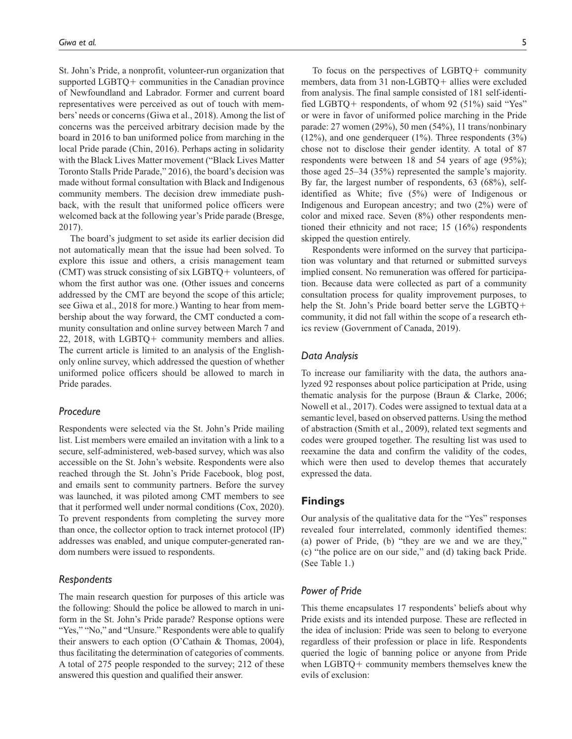St. John's Pride, a nonprofit, volunteer-run organization that supported LGBTQ+ communities in the Canadian province of Newfoundland and Labrador. Former and current board representatives were perceived as out of touch with members' needs or concerns (Giwa et al., 2018). Among the list of concerns was the perceived arbitrary decision made by the board in 2016 to ban uniformed police from marching in the local Pride parade (Chin, 2016). Perhaps acting in solidarity with the Black Lives Matter movement ("Black Lives Matter Toronto Stalls Pride Parade," 2016), the board's decision was made without formal consultation with Black and Indigenous community members. The decision drew immediate pushback, with the result that uniformed police officers were welcomed back at the following year's Pride parade (Bresge, 2017).

The board's judgment to set aside its earlier decision did not automatically mean that the issue had been solved. To explore this issue and others, a crisis management team (CMT) was struck consisting of six LGBTQ+ volunteers, of whom the first author was one. (Other issues and concerns addressed by the CMT are beyond the scope of this article; see Giwa et al., 2018 for more.) Wanting to hear from membership about the way forward, the CMT conducted a community consultation and online survey between March 7 and 22, 2018, with LGBTQ+ community members and allies. The current article is limited to an analysis of the English-only online survey, which addressed the question of whether uniformed police officers should be allowed to march in Pride parades.

### Procedure

Respondents were selected via the St. John's Pride mailing list. List members were emailed an invitation with a link to a secure, self-administered, web-based survey, which was also accessible on the St. John's website. Respondents were also reached through the St. John's Pride Facebook, blog post, and emails sent to community partners. Before the survey was launched, it was piloted among CMT members to see that it performed well under normal conditions (Cox, 2020). To prevent respondents from completing the survey more than once, the collector option to track internet protocol (IP) addresses was enabled, and unique computer-generated random numbers were issued to respondents.

### Respondents

The main research question for purposes of this article was the following: Should the police be allowed to march in uniform in the St. John's Pride parade? Response options were "Yes," "No," and "Unsure." Respondents were able to qualify their answers to each option (O'Cathain & Thomas, 2004), thus facilitating the determination of categories of comments. A total of 275 people responded to the survey; 212 of these answered this question and qualified their answer.

To focus on the perspectives of LGBTQ+ community members, data from 31 non-LGBTQ+ allies were excluded from analysis. The final sample consisted of 181 self-identified LGBTQ+ respondents, of whom 92 (51%) said "Yes" or were in favor of uniformed police marching in the Pride parade: 27 women (29%), 50 men (54%), 11 trans/nonbinary (12%), and one genderqueer (1%). Three respondents (3%) chose not to disclose their gender identity. A total of 87 respondents were between 18 and 54 years of age (95%); those aged 25–34 (35%) represented the sample's majority. By far, the largest number of respondents, 63 (68%), self-identified as White; five (5%) were of Indigenous or Indigenous and European ancestry; and two (2%) were of color and mixed race. Seven (8%) other respondents mentioned their ethnicity and not race; 15 (16%) respondents skipped the question entirely.

Respondents were informed on the survey that participation was voluntary and that returned or submitted surveys implied consent. No remuneration was offered for participation. Because data were collected as part of a community consultation process for quality improvement purposes, to help the St. John's Pride board better serve the LGBTQ+ community, it did not fall within the scope of a research ethics review (Government of Canada, 2019).

### Data Analysis

To increase our familiarity with the data, the authors analyzed 92 responses about police participation at Pride, using thematic analysis for the purpose (Braun & Clarke, 2006; Nowell et al., 2017). Codes were assigned to textual data at a semantic level, based on observed patterns. Using the method of abstraction (Smith et al., 2009), related text segments and codes were grouped together. The resulting list was used to reexamine the data and confirm the validity of the codes, which were then used to develop themes that accurately expressed the data.

## Findings

Our analysis of the qualitative data for the "Yes" responses revealed four interrelated, commonly identified themes: (a) power of Pride, (b) "they are we and we are they," (c) "the police are on our side," and (d) taking back Pride. (See Table 1.)

### Power of Pride

This theme encapsulates 17 respondents' beliefs about why Pride exists and its intended purpose. These are reflected in the idea of inclusion: Pride was seen to belong to everyone regardless of their profession or place in life. Respondents queried the logic of banning police or anyone from Pride when LGBTQ+ community members themselves knew the evils of exclusion: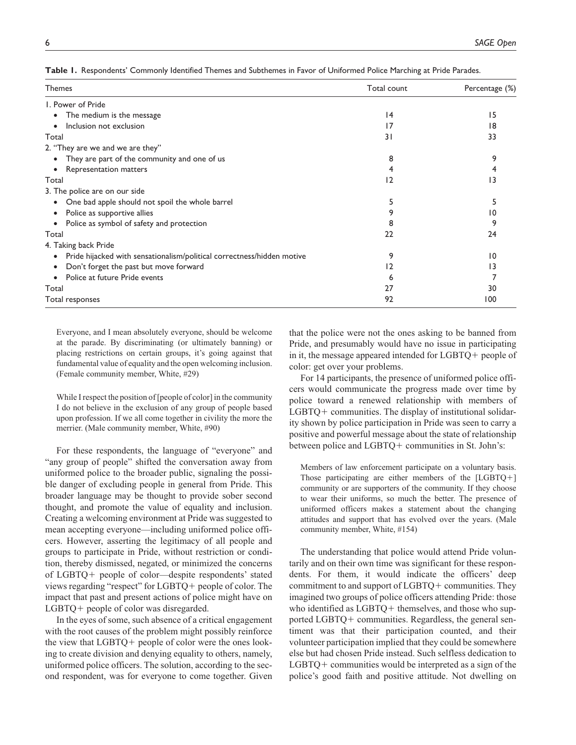**Table 1.** Respondents' Commonly Identified Themes and Subthemes in Favor of Uniformed Police Marching at Pride Parades.

| Themes | Total count | Percentage (%) |
|---|---|---|
| 1. Power of Pride | | |
| • The medium is the message | 14 | 15 |
| • Inclusion not exclusion | 17 | 18 |
| Total | 31 | 33 |
| 2. "They are we and we are they" | | |
| • They are part of the community and one of us | 8 | 9 |
| • Representation matters | 4 | 4 |
| Total | 12 | 13 |
| 3. The police are on our side | | |
| • One bad apple should not spoil the whole barrel | 5 | 5 |
| • Police as supportive allies | 9 | 10 |
| • Police as symbol of safety and protection | 8 | 9 |
| Total | 22 | 24 |
| 4. Taking back Pride | | |
| • Pride hijacked with sensationalism/political correctness/hidden motive | 9 | 10 |
| • Don't forget the past but move forward | 12 | 13 |
| • Police at future Pride events | 6 | 7 |
| Total | 27 | 30 |
| Total responses | 92 | 100 |

> Everyone, and I mean absolutely everyone, should be welcome at the parade. By discriminating (or ultimately banning) or placing restrictions on certain groups, it's going against that fundamental value of equality and the open welcoming inclusion. (Female community member, White, #29)

> While I respect the position of [people of color] in the community I do not believe in the exclusion of any group of people based upon profession. If we all come together in civility the more the merrier. (Male community member, White, #90)

For these respondents, the language of "everyone" and "any group of people" shifted the conversation away from uniformed police to the broader public, signaling the possible danger of excluding people in general from Pride. This broader language may be thought to provide sober second thought, and promote the value of equality and inclusion. Creating a welcoming environment at Pride was suggested to mean accepting everyone—including uniformed police officers. However, asserting the legitimacy of all people and groups to participate in Pride, without restriction or condition, thereby dismissed, negated, or minimized the concerns of LGBTQ+ people of color—despite respondents' stated views regarding "respect" for LGBTQ+ people of color. The impact that past and present actions of police might have on LGBTQ+ people of color was disregarded.

In the eyes of some, such absence of a critical engagement with the root causes of the problem might possibly reinforce the view that LGBTQ+ people of color were the ones looking to create division and denying equality to others, namely, uniformed police officers. The solution, according to the second respondent, was for everyone to come together. Given that the police were not the ones asking to be banned from Pride, and presumably would have no issue in participating in it, the message appeared intended for LGBTQ+ people of color: get over your problems.

For 14 participants, the presence of uniformed police officers would communicate the progress made over time by police toward a renewed relationship with members of LGBTQ+ communities. The display of institutional solidarity shown by police participation in Pride was seen to carry a positive and powerful message about the state of relationship between police and LGBTQ+ communities in St. John's:

> Members of law enforcement participate on a voluntary basis. Those participating are either members of the [LGBTQ+] community or are supporters of the community. If they choose to wear their uniforms, so much the better. The presence of uniformed officers makes a statement about the changing attitudes and support that has evolved over the years. (Male community member, White, #154)

The understanding that police would attend Pride voluntarily and on their own time was significant for these respondents. For them, it would indicate the officers' deep commitment to and support of LGBTQ+ communities. They imagined two groups of police officers attending Pride: those who identified as LGBTQ+ themselves, and those who supported LGBTQ+ communities. Regardless, the general sentiment was that their participation counted, and their volunteer participation implied that they could be somewhere else but had chosen Pride instead. Such selfless dedication to LGBTQ+ communities would be interpreted as a sign of the police's good faith and positive attitude. Not dwelling on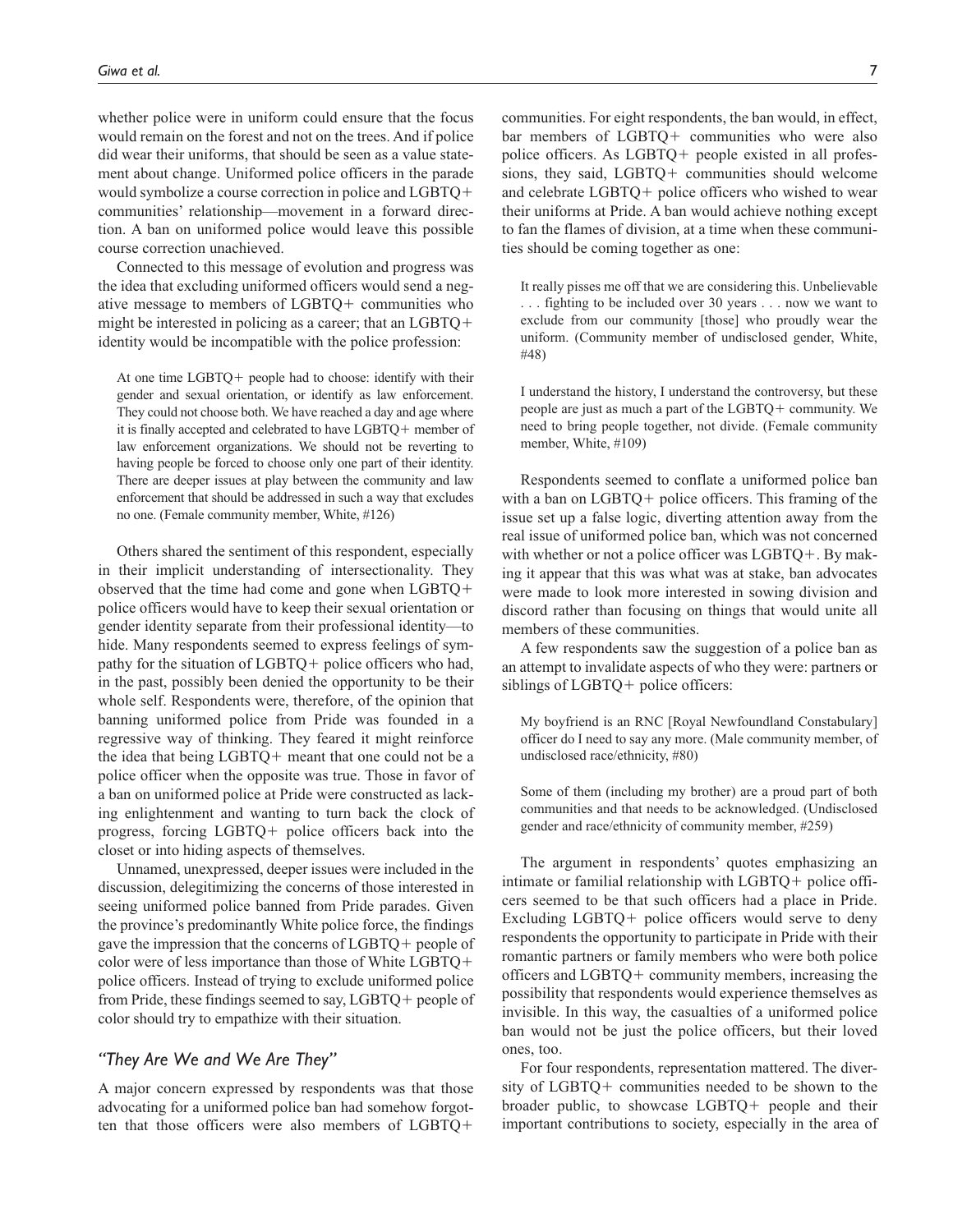whether police were in uniform could ensure that the focus would remain on the forest and not on the trees. And if police did wear their uniforms, that should be seen as a value statement about change. Uniformed police officers in the parade would symbolize a course correction in police and LGBTQ+ communities' relationship—movement in a forward direction. A ban on uniformed police would leave this possible course correction unachieved.

Connected to this message of evolution and progress was the idea that excluding uniformed officers would send a negative message to members of LGBTQ+ communities who might be interested in policing as a career; that an LGBTQ+ identity would be incompatible with the police profession:

> At one time LGBTQ+ people had to choose: identify with their gender and sexual orientation, or identify as law enforcement. They could not choose both. We have reached a day and age where it is finally accepted and celebrated to have LGBTQ+ member of law enforcement organizations. We should not be reverting to having people be forced to choose only one part of their identity. There are deeper issues at play between the community and law enforcement that should be addressed in such a way that excludes no one. (Female community member, White, #126)

Others shared the sentiment of this respondent, especially in their implicit understanding of intersectionality. They observed that the time had come and gone when LGBTQ+ police officers would have to keep their sexual orientation or gender identity separate from their professional identity—to hide. Many respondents seemed to express feelings of sympathy for the situation of LGBTQ+ police officers who had, in the past, possibly been denied the opportunity to be their whole self. Respondents were, therefore, of the opinion that banning uniformed police from Pride was founded in a regressive way of thinking. They feared it might reinforce the idea that being LGBTQ+ meant that one could not be a police officer when the opposite was true. Those in favor of a ban on uniformed police at Pride were constructed as lacking enlightenment and wanting to turn back the clock of progress, forcing LGBTQ+ police officers back into the closet or into hiding aspects of themselves.

Unnamed, unexpressed, deeper issues were included in the discussion, delegitimizing the concerns of those interested in seeing uniformed police banned from Pride parades. Given the province's predominantly White police force, the findings gave the impression that the concerns of LGBTQ+ people of color were of less importance than those of White LGBTQ+ police officers. Instead of trying to exclude uniformed police from Pride, these findings seemed to say, LGBTQ+ people of color should try to empathize with their situation.

### *"They Are We and We Are They"*

A major concern expressed by respondents was that those advocating for a uniformed police ban had somehow forgotten that those officers were also members of LGBTQ+ communities. For eight respondents, the ban would, in effect, bar members of LGBTQ+ communities who were also police officers. As LGBTQ+ people existed in all professions, they said, LGBTQ+ communities should welcome and celebrate LGBTQ+ police officers who wished to wear their uniforms at Pride. A ban would achieve nothing except to fan the flames of division, at a time when these communities should be coming together as one:

> It really pisses me off that we are considering this. Unbelievable . . . fighting to be included over 30 years . . . now we want to exclude from our community [those] who proudly wear the uniform. (Community member of undisclosed gender, White, #48)

> I understand the history, I understand the controversy, but these people are just as much a part of the LGBTQ+ community. We need to bring people together, not divide. (Female community member, White, #109)

Respondents seemed to conflate a uniformed police ban with a ban on LGBTQ+ police officers. This framing of the issue set up a false logic, diverting attention away from the real issue of uniformed police ban, which was not concerned with whether or not a police officer was LGBTQ+. By making it appear that this was what was at stake, ban advocates were made to look more interested in sowing division and discord rather than focusing on things that would unite all members of these communities.

A few respondents saw the suggestion of a police ban as an attempt to invalidate aspects of who they were: partners or siblings of LGBTQ+ police officers:

> My boyfriend is an RNC [Royal Newfoundland Constabulary] officer do I need to say any more. (Male community member, of undisclosed race/ethnicity, #80)

> Some of them (including my brother) are a proud part of both communities and that needs to be acknowledged. (Undisclosed gender and race/ethnicity of community member, #259)

The argument in respondents' quotes emphasizing an intimate or familial relationship with LGBTQ+ police officers seemed to be that such officers had a place in Pride. Excluding LGBTQ+ police officers would serve to deny respondents the opportunity to participate in Pride with their romantic partners or family members who were both police officers and LGBTQ+ community members, increasing the possibility that respondents would experience themselves as invisible. In this way, the casualties of a uniformed police ban would not be just the police officers, but their loved ones, too.

For four respondents, representation mattered. The diversity of LGBTQ+ communities needed to be shown to the broader public, to showcase LGBTQ+ people and their important contributions to society, especially in the area of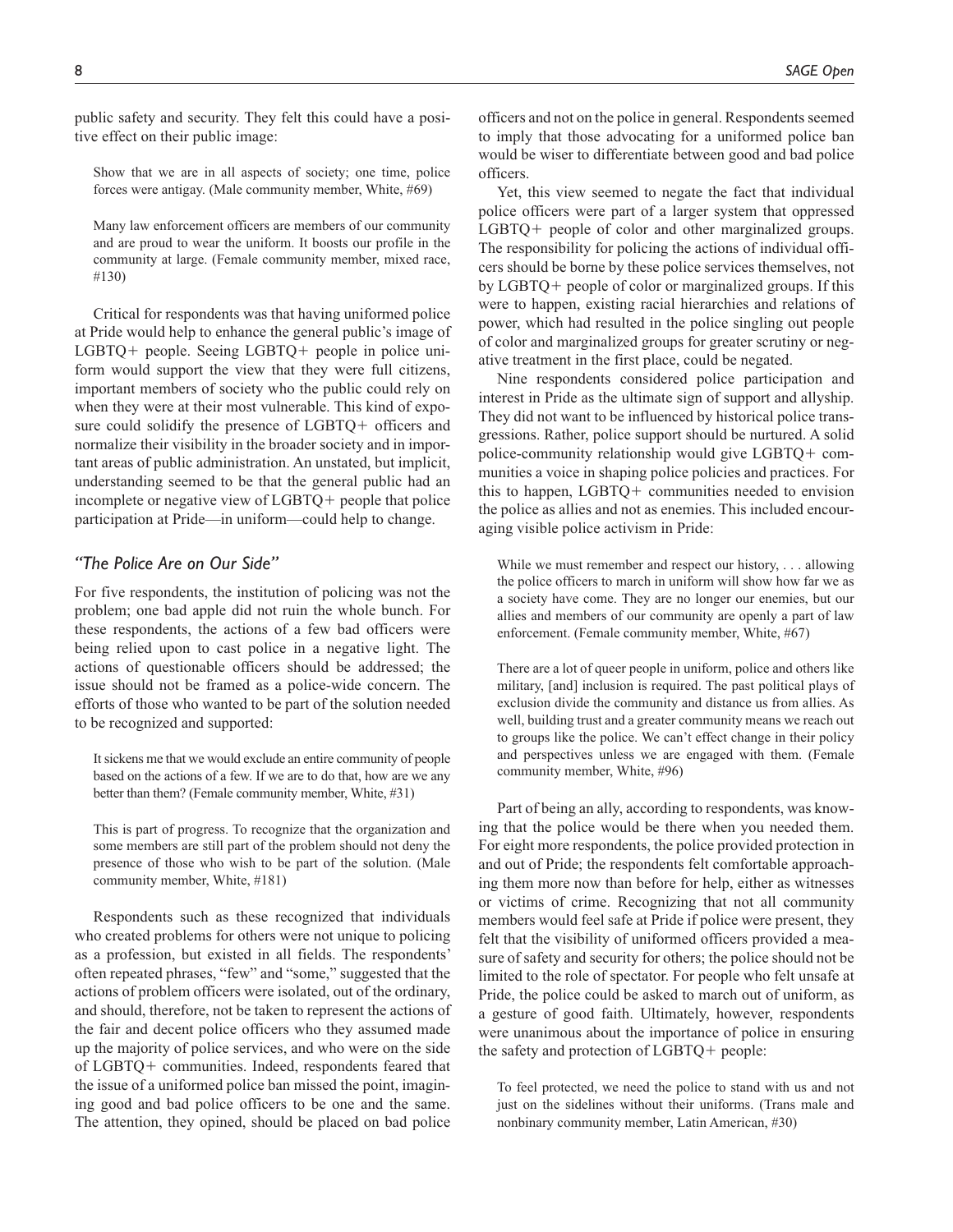public safety and security. They felt this could have a positive effect on their public image:

> Show that we are in all aspects of society; one time, police forces were antigay. (Male community member, White, #69)

> Many law enforcement officers are members of our community and are proud to wear the uniform. It boosts our profile in the community at large. (Female community member, mixed race, #130)

Critical for respondents was that having uniformed police at Pride would help to enhance the general public's image of LGBTQ+ people. Seeing LGBTQ+ people in police uniform would support the view that they were full citizens, important members of society who the public could rely on when they were at their most vulnerable. This kind of exposure could solidify the presence of LGBTQ+ officers and normalize their visibility in the broader society and in important areas of public administration. An unstated, but implicit, understanding seemed to be that the general public had an incomplete or negative view of LGBTQ+ people that police participation at Pride—in uniform—could help to change.

### *"The Police Are on Our Side"*

For five respondents, the institution of policing was not the problem; one bad apple did not ruin the whole bunch. For these respondents, the actions of a few bad officers were being relied upon to cast police in a negative light. The actions of questionable officers should be addressed; the issue should not be framed as a police-wide concern. The efforts of those who wanted to be part of the solution needed to be recognized and supported:

> It sickens me that we would exclude an entire community of people based on the actions of a few. If we are to do that, how are we any better than them? (Female community member, White, #31)

> This is part of progress. To recognize that the organization and some members are still part of the problem should not deny the presence of those who wish to be part of the solution. (Male community member, White, #181)

Respondents such as these recognized that individuals who created problems for others were not unique to policing as a profession, but existed in all fields. The respondents' often repeated phrases, "few" and "some," suggested that the actions of problem officers were isolated, out of the ordinary, and should, therefore, not be taken to represent the actions of the fair and decent police officers who they assumed made up the majority of police services, and who were on the side of LGBTQ+ communities. Indeed, respondents feared that the issue of a uniformed police ban missed the point, imagining good and bad police officers to be one and the same. The attention, they opined, should be placed on bad police officers and not on the police in general. Respondents seemed to imply that those advocating for a uniformed police ban would be wiser to differentiate between good and bad police officers.

Yet, this view seemed to negate the fact that individual police officers were part of a larger system that oppressed LGBTQ+ people of color and other marginalized groups. The responsibility for policing the actions of individual officers should be borne by these police services themselves, not by LGBTQ+ people of color or marginalized groups. If this were to happen, existing racial hierarchies and relations of power, which had resulted in the police singling out people of color and marginalized groups for greater scrutiny or negative treatment in the first place, could be negated.

Nine respondents considered police participation and interest in Pride as the ultimate sign of support and allyship. They did not want to be influenced by historical police transgressions. Rather, police support should be nurtured. A solid police-community relationship would give LGBTQ+ communities a voice in shaping police policies and practices. For this to happen, LGBTQ+ communities needed to envision the police as allies and not as enemies. This included encouraging visible police activism in Pride:

> While we must remember and respect our history, . . . allowing the police officers to march in uniform will show how far we as a society have come. They are no longer our enemies, but our allies and members of our community are openly a part of law enforcement. (Female community member, White, #67)

> There are a lot of queer people in uniform, police and others like military, [and] inclusion is required. The past political plays of exclusion divide the community and distance us from allies. As well, building trust and a greater community means we reach out to groups like the police. We can't effect change in their policy and perspectives unless we are engaged with them. (Female community member, White, #96)

Part of being an ally, according to respondents, was knowing that the police would be there when you needed them. For eight more respondents, the police provided protection in and out of Pride; the respondents felt comfortable approaching them more now than before for help, either as witnesses or victims of crime. Recognizing that not all community members would feel safe at Pride if police were present, they felt that the visibility of uniformed officers provided a measure of safety and security for others; the police should not be limited to the role of spectator. For people who felt unsafe at Pride, the police could be asked to march out of uniform, as a gesture of good faith. Ultimately, however, respondents were unanimous about the importance of police in ensuring the safety and protection of LGBTQ+ people:

> To feel protected, we need the police to stand with us and not just on the sidelines without their uniforms. (Trans male and nonbinary community member, Latin American, #30)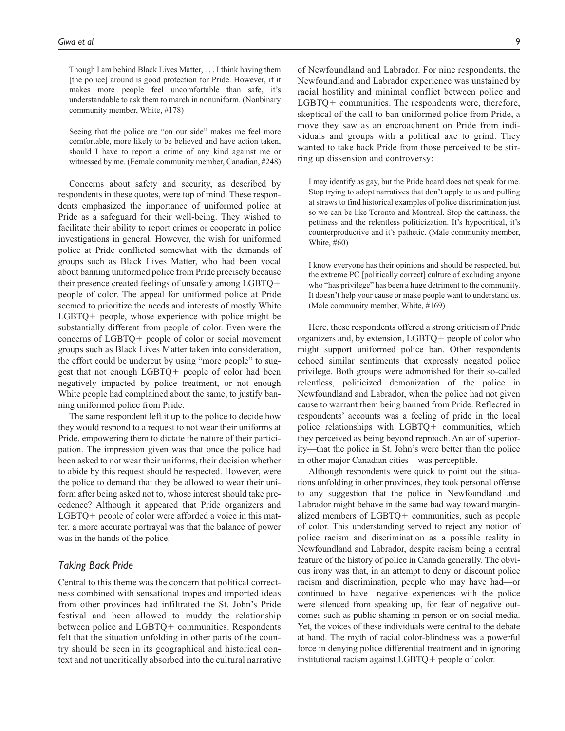> Though I am behind Black Lives Matter, . . . I think having them [the police] around is good protection for Pride. However, if it makes more people feel uncomfortable than safe, it's understandable to ask them to march in nonuniform. (Nonbinary community member, White, #178)

> Seeing that the police are "on our side" makes me feel more comfortable, more likely to be believed and have action taken, should I have to report a crime of any kind against me or witnessed by me. (Female community member, Canadian, #248)

Concerns about safety and security, as described by respondents in these quotes, were top of mind. These respondents emphasized the importance of uniformed police at Pride as a safeguard for their well-being. They wished to facilitate their ability to report crimes or cooperate in police investigations in general. However, the wish for uniformed police at Pride conflicted somewhat with the demands of groups such as Black Lives Matter, who had been vocal about banning uniformed police from Pride precisely because their presence created feelings of unsafety among LGBTQ+ people of color. The appeal for uniformed police at Pride seemed to prioritize the needs and interests of mostly White LGBTQ+ people, whose experience with police might be substantially different from people of color. Even were the concerns of LGBTQ+ people of color or social movement groups such as Black Lives Matter taken into consideration, the effort could be undercut by using "more people" to suggest that not enough LGBTQ+ people of color had been negatively impacted by police treatment, or not enough White people had complained about the same, to justify banning uniformed police from Pride.

The same respondent left it up to the police to decide how they would respond to a request to not wear their uniforms at Pride, empowering them to dictate the nature of their participation. The impression given was that once the police had been asked to not wear their uniforms, their decision whether to abide by this request should be respected. However, were the police to demand that they be allowed to wear their uniform after being asked not to, whose interest should take precedence? Although it appeared that Pride organizers and LGBTQ+ people of color were afforded a voice in this matter, a more accurate portrayal was that the balance of power was in the hands of the police.

### *Taking Back Pride*

Central to this theme was the concern that political correctness combined with sensational tropes and imported ideas from other provinces had infiltrated the St. John's Pride festival and been allowed to muddy the relationship between police and LGBTQ+ communities. Respondents felt that the situation unfolding in other parts of the country should be seen in its geographical and historical context and not uncritically absorbed into the cultural narrative of Newfoundland and Labrador. For nine respondents, the Newfoundland and Labrador experience was unstained by racial hostility and minimal conflict between police and LGBTQ+ communities. The respondents were, therefore, skeptical of the call to ban uniformed police from Pride, a move they saw as an encroachment on Pride from individuals and groups with a political axe to grind. They wanted to take back Pride from those perceived to be stirring up dissension and controversy:

> I may identify as gay, but the Pride board does not speak for me. Stop trying to adopt narratives that don't apply to us and pulling at straws to find historical examples of police discrimination just so we can be like Toronto and Montreal. Stop the cattiness, the pettiness and the relentless politicization. It's hypocritical, it's counterproductive and it's pathetic. (Male community member, White, #60)

> I know everyone has their opinions and should be respected, but the extreme PC [politically correct] culture of excluding anyone who "has privilege" has been a huge detriment to the community. It doesn't help your cause or make people want to understand us. (Male community member, White, #169)

Here, these respondents offered a strong criticism of Pride organizers and, by extension, LGBTQ+ people of color who might support uniformed police ban. Other respondents echoed similar sentiments that expressly negated police privilege. Both groups were admonished for their so-called relentless, politicized demonization of the police in Newfoundland and Labrador, when the police had not given cause to warrant them being banned from Pride. Reflected in respondents' accounts was a feeling of pride in the local police relationships with LGBTQ+ communities, which they perceived as being beyond reproach. An air of superiority—that the police in St. John's were better than the police in other major Canadian cities—was perceptible.

Although respondents were quick to point out the situations unfolding in other provinces, they took personal offense to any suggestion that the police in Newfoundland and Labrador might behave in the same bad way toward marginalized members of LGBTQ+ communities, such as people of color. This understanding served to reject any notion of police racism and discrimination as a possible reality in Newfoundland and Labrador, despite racism being a central feature of the history of police in Canada generally. The obvious irony was that, in an attempt to deny or discount police racism and discrimination, people who may have had—or continued to have—negative experiences with the police were silenced from speaking up, for fear of negative outcomes such as public shaming in person or on social media. Yet, the voices of these individuals were central to the debate at hand. The myth of racial color-blindness was a powerful force in denying police differential treatment and in ignoring institutional racism against LGBTQ+ people of color.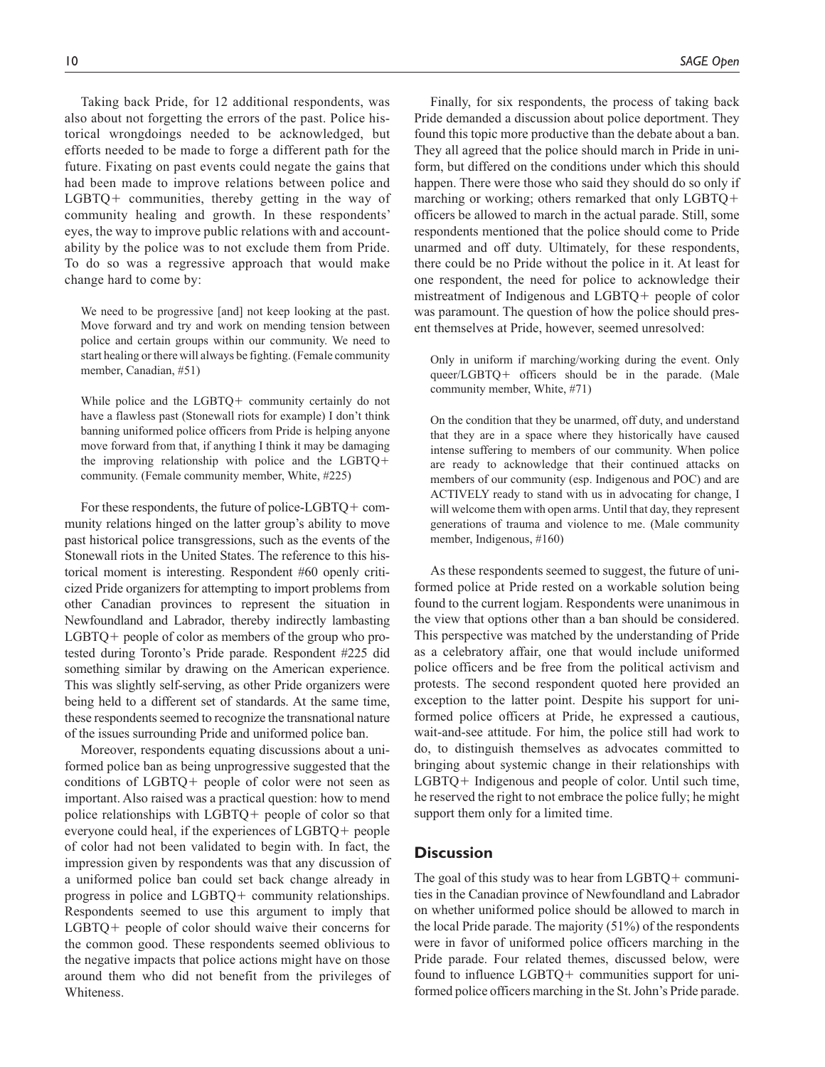Taking back Pride, for 12 additional respondents, was also about not forgetting the errors of the past. Police historical wrongdoings needed to be acknowledged, but efforts needed to be made to forge a different path for the future. Fixating on past events could negate the gains that had been made to improve relations between police and LGBTQ+ communities, thereby getting in the way of community healing and growth. In these respondents' eyes, the way to improve public relations with and accountability by the police was to not exclude them from Pride. To do so was a regressive approach that would make change hard to come by:

> We need to be progressive [and] not keep looking at the past. Move forward and try and work on mending tension between police and certain groups within our community. We need to start healing or there will always be fighting. (Female community member, Canadian, #51)

> While police and the LGBTQ+ community certainly do not have a flawless past (Stonewall riots for example) I don't think banning uniformed police officers from Pride is helping anyone move forward from that, if anything I think it may be damaging the improving relationship with police and the LGBTQ+ community. (Female community member, White, #225)

For these respondents, the future of police-LGBTQ+ community relations hinged on the latter group's ability to move past historical police transgressions, such as the events of the Stonewall riots in the United States. The reference to this historical moment is interesting. Respondent #60 openly criticized Pride organizers for attempting to import problems from other Canadian provinces to represent the situation in Newfoundland and Labrador, thereby indirectly lambasting LGBTQ+ people of color as members of the group who protested during Toronto's Pride parade. Respondent #225 did something similar by drawing on the American experience. This was slightly self-serving, as other Pride organizers were being held to a different set of standards. At the same time, these respondents seemed to recognize the transnational nature of the issues surrounding Pride and uniformed police ban.

Moreover, respondents equating discussions about a uniformed police ban as being unprogressive suggested that the conditions of LGBTQ+ people of color were not seen as important. Also raised was a practical question: how to mend police relationships with LGBTQ+ people of color so that everyone could heal, if the experiences of LGBTQ+ people of color had not been validated to begin with. In fact, the impression given by respondents was that any discussion of a uniformed police ban could set back change already in progress in police and LGBTQ+ community relationships. Respondents seemed to use this argument to imply that LGBTQ+ people of color should waive their concerns for the common good. These respondents seemed oblivious to the negative impacts that police actions might have on those around them who did not benefit from the privileges of Whiteness.

Finally, for six respondents, the process of taking back Pride demanded a discussion about police deportment. They found this topic more productive than the debate about a ban. They all agreed that the police should march in Pride in uniform, but differed on the conditions under which this should happen. There were those who said they should do so only if marching or working; others remarked that only LGBTQ+ officers be allowed to march in the actual parade. Still, some respondents mentioned that the police should come to Pride unarmed and off duty. Ultimately, for these respondents, there could be no Pride without the police in it. At least for one respondent, the need for police to acknowledge their mistreatment of Indigenous and LGBTQ+ people of color was paramount. The question of how the police should present themselves at Pride, however, seemed unresolved:

> Only in uniform if marching/working during the event. Only queer/LGBTQ+ officers should be in the parade. (Male community member, White, #71)

> On the condition that they be unarmed, off duty, and understand that they are in a space where they historically have caused intense suffering to members of our community. When police are ready to acknowledge that their continued attacks on members of our community (esp. Indigenous and POC) and are ACTIVELY ready to stand with us in advocating for change, I will welcome them with open arms. Until that day, they represent generations of trauma and violence to me. (Male community member, Indigenous, #160)

As these respondents seemed to suggest, the future of uniformed police at Pride rested on a workable solution being found to the current logjam. Respondents were unanimous in the view that options other than a ban should be considered. This perspective was matched by the understanding of Pride as a celebratory affair, one that would include uniformed police officers and be free from the political activism and protests. The second respondent quoted here provided an exception to the latter point. Despite his support for uniformed police officers at Pride, he expressed a cautious, wait-and-see attitude. For him, the police still had work to do, to distinguish themselves as advocates committed to bringing about systemic change in their relationships with LGBTQ+ Indigenous and people of color. Until such time, he reserved the right to not embrace the police fully; he might support them only for a limited time.

## Discussion

The goal of this study was to hear from LGBTQ+ communities in the Canadian province of Newfoundland and Labrador on whether uniformed police should be allowed to march in the local Pride parade. The majority (51%) of the respondents were in favor of uniformed police officers marching in the Pride parade. Four related themes, discussed below, were found to influence LGBTQ+ communities support for uniformed police officers marching in the St. John's Pride parade.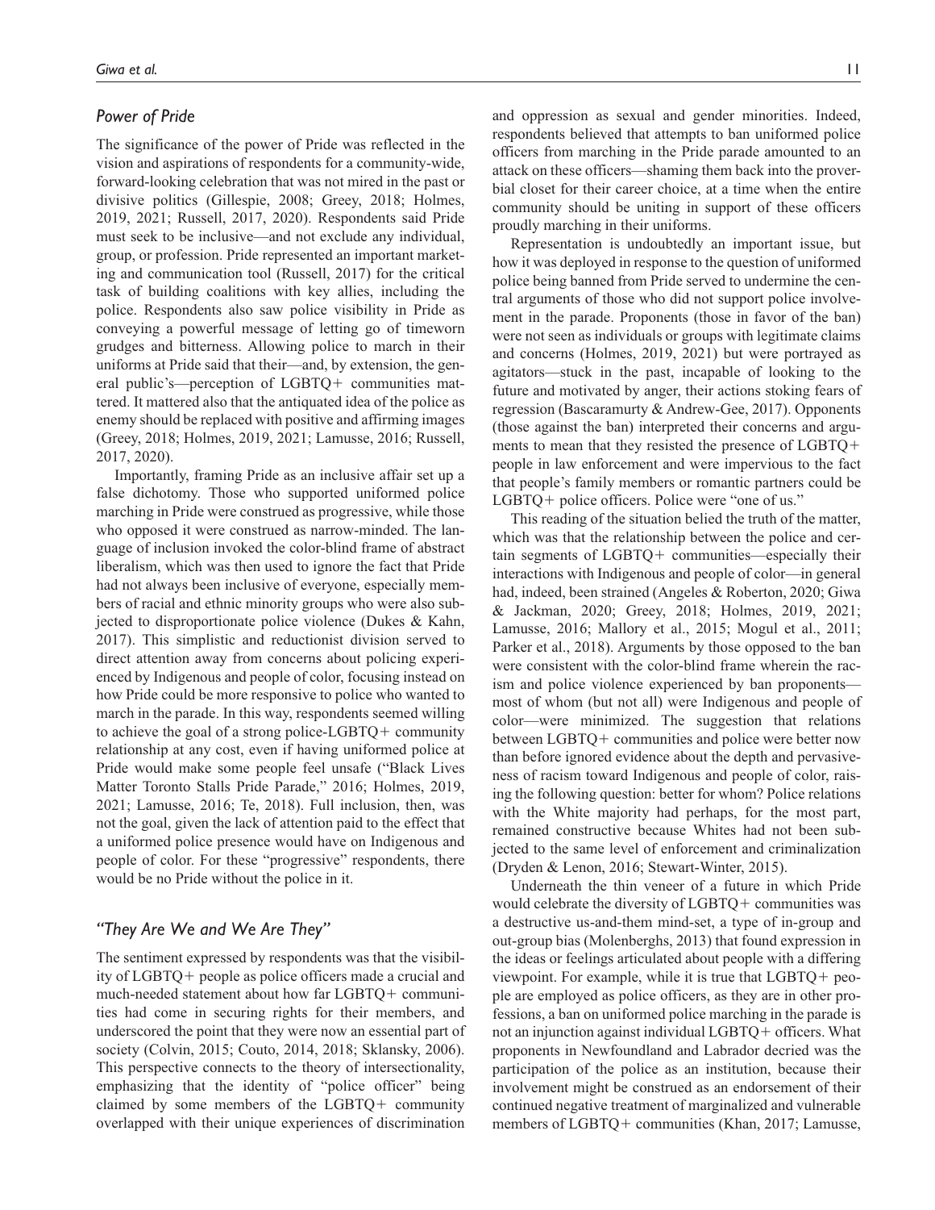### *Power of Pride*

The significance of the power of Pride was reflected in the vision and aspirations of respondents for a community-wide, forward-looking celebration that was not mired in the past or divisive politics (Gillespie, 2008; Greey, 2018; Holmes, 2019, 2021; Russell, 2017, 2020). Respondents said Pride must seek to be inclusive—and not exclude any individual, group, or profession. Pride represented an important marketing and communication tool (Russell, 2017) for the critical task of building coalitions with key allies, including the police. Respondents also saw police visibility in Pride as conveying a powerful message of letting go of timeworn grudges and bitterness. Allowing police to march in their uniforms at Pride said that their—and, by extension, the general public's—perception of LGBTQ+ communities mattered. It mattered also that the antiquated idea of the police as enemy should be replaced with positive and affirming images (Greey, 2018; Holmes, 2019, 2021; Lamusse, 2016; Russell, 2017, 2020).

Importantly, framing Pride as an inclusive affair set up a false dichotomy. Those who supported uniformed police marching in Pride were construed as progressive, while those who opposed it were construed as narrow-minded. The language of inclusion invoked the color-blind frame of abstract liberalism, which was then used to ignore the fact that Pride had not always been inclusive of everyone, especially members of racial and ethnic minority groups who were also subjected to disproportionate police violence (Dukes & Kahn, 2017). This simplistic and reductionist division served to direct attention away from concerns about policing experienced by Indigenous and people of color, focusing instead on how Pride could be more responsive to police who wanted to march in the parade. In this way, respondents seemed willing to achieve the goal of a strong police-LGBTQ+ community relationship at any cost, even if having uniformed police at Pride would make some people feel unsafe ("Black Lives Matter Toronto Stalls Pride Parade," 2016; Holmes, 2019, 2021; Lamusse, 2016; Te, 2018). Full inclusion, then, was not the goal, given the lack of attention paid to the effect that a uniformed police presence would have on Indigenous and people of color. For these "progressive" respondents, there would be no Pride without the police in it.

### *"They Are We and We Are They"*

The sentiment expressed by respondents was that the visibility of LGBTQ+ people as police officers made a crucial and much-needed statement about how far LGBTQ+ communities had come in securing rights for their members, and underscored the point that they were now an essential part of society (Colvin, 2015; Couto, 2014, 2018; Sklansky, 2006). This perspective connects to the theory of intersectionality, emphasizing that the identity of "police officer" being claimed by some members of the LGBTQ+ community overlapped with their unique experiences of discrimination and oppression as sexual and gender minorities. Indeed, respondents believed that attempts to ban uniformed police officers from marching in the Pride parade amounted to an attack on these officers—shaming them back into the proverbial closet for their career choice, at a time when the entire community should be uniting in support of these officers proudly marching in their uniforms.

Representation is undoubtedly an important issue, but how it was deployed in response to the question of uniformed police being banned from Pride served to undermine the central arguments of those who did not support police involvement in the parade. Proponents (those in favor of the ban) were not seen as individuals or groups with legitimate claims and concerns (Holmes, 2019, 2021) but were portrayed as agitators—stuck in the past, incapable of looking to the future and motivated by anger, their actions stoking fears of regression (Bascaramurty & Andrew-Gee, 2017). Opponents (those against the ban) interpreted their concerns and arguments to mean that they resisted the presence of LGBTQ+ people in law enforcement and were impervious to the fact that people's family members or romantic partners could be LGBTQ+ police officers. Police were "one of us."

This reading of the situation belied the truth of the matter, which was that the relationship between the police and certain segments of LGBTQ+ communities—especially their interactions with Indigenous and people of color—in general had, indeed, been strained (Angeles & Roberton, 2020; Giwa & Jackman, 2020; Greey, 2018; Holmes, 2019, 2021; Lamusse, 2016; Mallory et al., 2015; Mogul et al., 2011; Parker et al., 2018). Arguments by those opposed to the ban were consistent with the color-blind frame wherein the racism and police violence experienced by ban proponents—most of whom (but not all) were Indigenous and people of color—were minimized. The suggestion that relations between LGBTQ+ communities and police were better now than before ignored evidence about the depth and pervasiveness of racism toward Indigenous and people of color, raising the following question: better for whom? Police relations with the White majority had perhaps, for the most part, remained constructive because Whites had not been subjected to the same level of enforcement and criminalization (Dryden & Lenon, 2016; Stewart-Winter, 2015).

Underneath the thin veneer of a future in which Pride would celebrate the diversity of LGBTQ+ communities was a destructive us-and-them mind-set, a type of in-group and out-group bias (Molenberghs, 2013) that found expression in the ideas or feelings articulated about people with a differing viewpoint. For example, while it is true that LGBTQ+ people are employed as police officers, as they are in other professions, a ban on uniformed police marching in the parade is not an injunction against individual LGBTQ+ officers. What proponents in Newfoundland and Labrador decried was the participation of the police as an institution, because their involvement might be construed as an endorsement of their continued negative treatment of marginalized and vulnerable members of LGBTQ+ communities (Khan, 2017; Lamusse,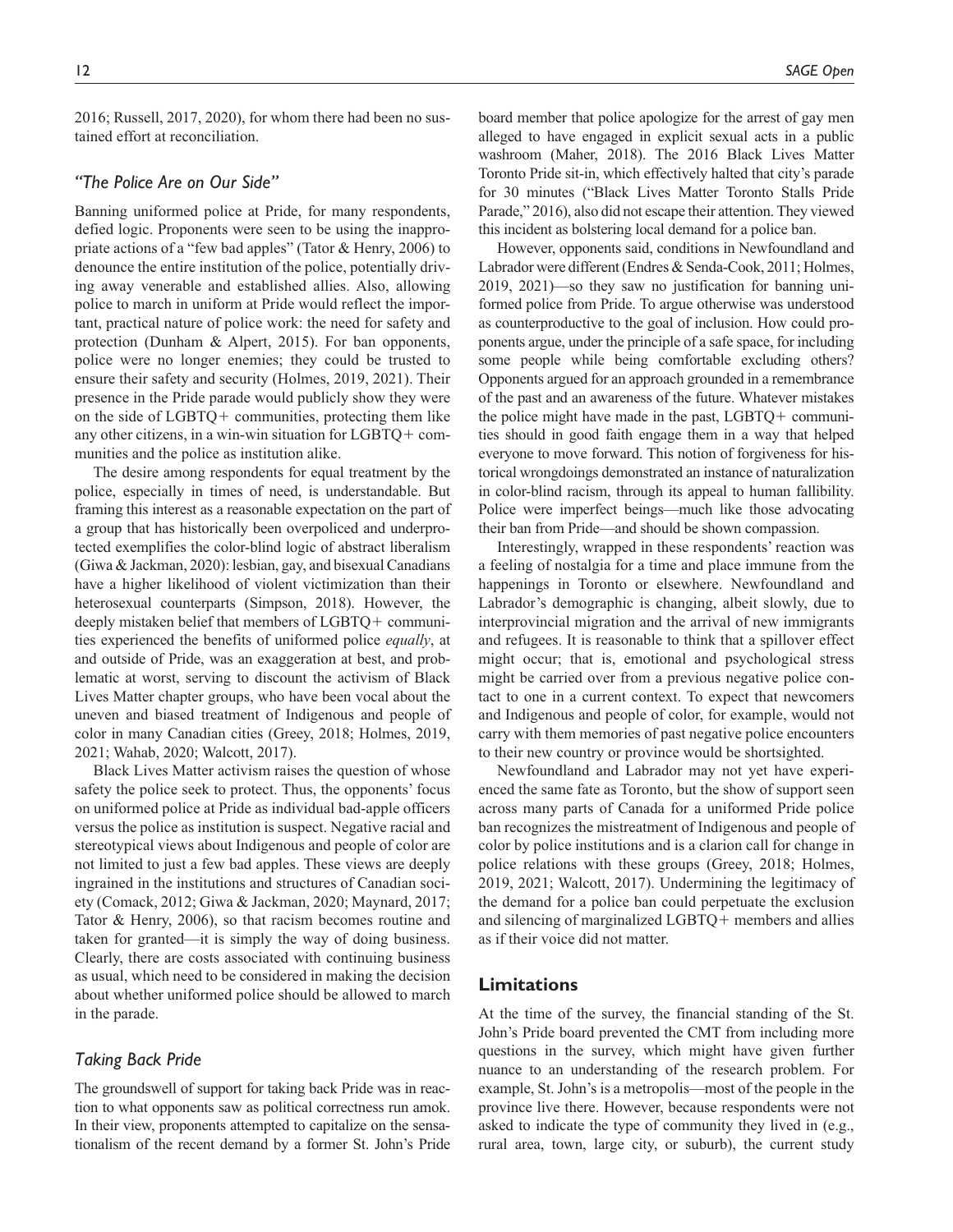2016; Russell, 2017, 2020), for whom there had been no sustained effort at reconciliation.

### *"The Police Are on Our Side"*

Banning uniformed police at Pride, for many respondents, defied logic. Proponents were seen to be using the inappropriate actions of a "few bad apples" (Tator & Henry, 2006) to denounce the entire institution of the police, potentially driving away venerable and established allies. Also, allowing police to march in uniform at Pride would reflect the important, practical nature of police work: the need for safety and protection (Dunham & Alpert, 2015). For ban opponents, police were no longer enemies; they could be trusted to ensure their safety and security (Holmes, 2019, 2021). Their presence in the Pride parade would publicly show they were on the side of LGBTQ+ communities, protecting them like any other citizens, in a win-win situation for LGBTQ+ communities and the police as institution alike.

The desire among respondents for equal treatment by the police, especially in times of need, is understandable. But framing this interest as a reasonable expectation on the part of a group that has historically been overpoliced and underprotected exemplifies the color-blind logic of abstract liberalism (Giwa & Jackman, 2020): lesbian, gay, and bisexual Canadians have a higher likelihood of violent victimization than their heterosexual counterparts (Simpson, 2018). However, the deeply mistaken belief that members of LGBTQ+ communities experienced the benefits of uniformed police *equally*, at and outside of Pride, was an exaggeration at best, and problematic at worst, serving to discount the activism of Black Lives Matter chapter groups, who have been vocal about the uneven and biased treatment of Indigenous and people of color in many Canadian cities (Greey, 2018; Holmes, 2019, 2021; Wahab, 2020; Walcott, 2017).

Black Lives Matter activism raises the question of whose safety the police seek to protect. Thus, the opponents' focus on uniformed police at Pride as individual bad-apple officers versus the police as institution is suspect. Negative racial and stereotypical views about Indigenous and people of color are not limited to just a few bad apples. These views are deeply ingrained in the institutions and structures of Canadian society (Comack, 2012; Giwa & Jackman, 2020; Maynard, 2017; Tator & Henry, 2006), so that racism becomes routine and taken for granted—it is simply the way of doing business. Clearly, there are costs associated with continuing business as usual, which need to be considered in making the decision about whether uniformed police should be allowed to march in the parade.

### *Taking Back Pride*

The groundswell of support for taking back Pride was in reaction to what opponents saw as political correctness run amok. In their view, proponents attempted to capitalize on the sensationalism of the recent demand by a former St. John's Pride board member that police apologize for the arrest of gay men alleged to have engaged in explicit sexual acts in a public washroom (Maher, 2018). The 2016 Black Lives Matter Toronto Pride sit-in, which effectively halted that city's parade for 30 minutes ("Black Lives Matter Toronto Stalls Pride Parade," 2016), also did not escape their attention. They viewed this incident as bolstering local demand for a police ban.

However, opponents said, conditions in Newfoundland and Labrador were different (Endres & Senda-Cook, 2011; Holmes, 2019, 2021)—so they saw no justification for banning uniformed police from Pride. To argue otherwise was understood as counterproductive to the goal of inclusion. How could proponents argue, under the principle of a safe space, for including some people while being comfortable excluding others? Opponents argued for an approach grounded in a remembrance of the past and an awareness of the future. Whatever mistakes the police might have made in the past, LGBTQ+ communities should in good faith engage them in a way that helped everyone to move forward. This notion of forgiveness for historical wrongdoings demonstrated an instance of naturalization in color-blind racism, through its appeal to human fallibility. Police were imperfect beings—much like those advocating their ban from Pride—and should be shown compassion.

Interestingly, wrapped in these respondents' reaction was a feeling of nostalgia for a time and place immune from the happenings in Toronto or elsewhere. Newfoundland and Labrador's demographic is changing, albeit slowly, due to interprovincial migration and the arrival of new immigrants and refugees. It is reasonable to think that a spillover effect might occur; that is, emotional and psychological stress might be carried over from a previous negative police contact to one in a current context. To expect that newcomers and Indigenous and people of color, for example, would not carry with them memories of past negative police encounters to their new country or province would be shortsighted.

Newfoundland and Labrador may not yet have experienced the same fate as Toronto, but the show of support seen across many parts of Canada for a uniformed Pride police ban recognizes the mistreatment of Indigenous and people of color by police institutions and is a clarion call for change in police relations with these groups (Greey, 2018; Holmes, 2019, 2021; Walcott, 2017). Undermining the legitimacy of the demand for a police ban could perpetuate the exclusion and silencing of marginalized LGBTQ+ members and allies as if their voice did not matter.

## Limitations

At the time of the survey, the financial standing of the St. John's Pride board prevented the CMT from including more questions in the survey, which might have given further nuance to an understanding of the research problem. For example, St. John's is a metropolis—most of the people in the province live there. However, because respondents were not asked to indicate the type of community they lived in (e.g., rural area, town, large city, or suburb), the current study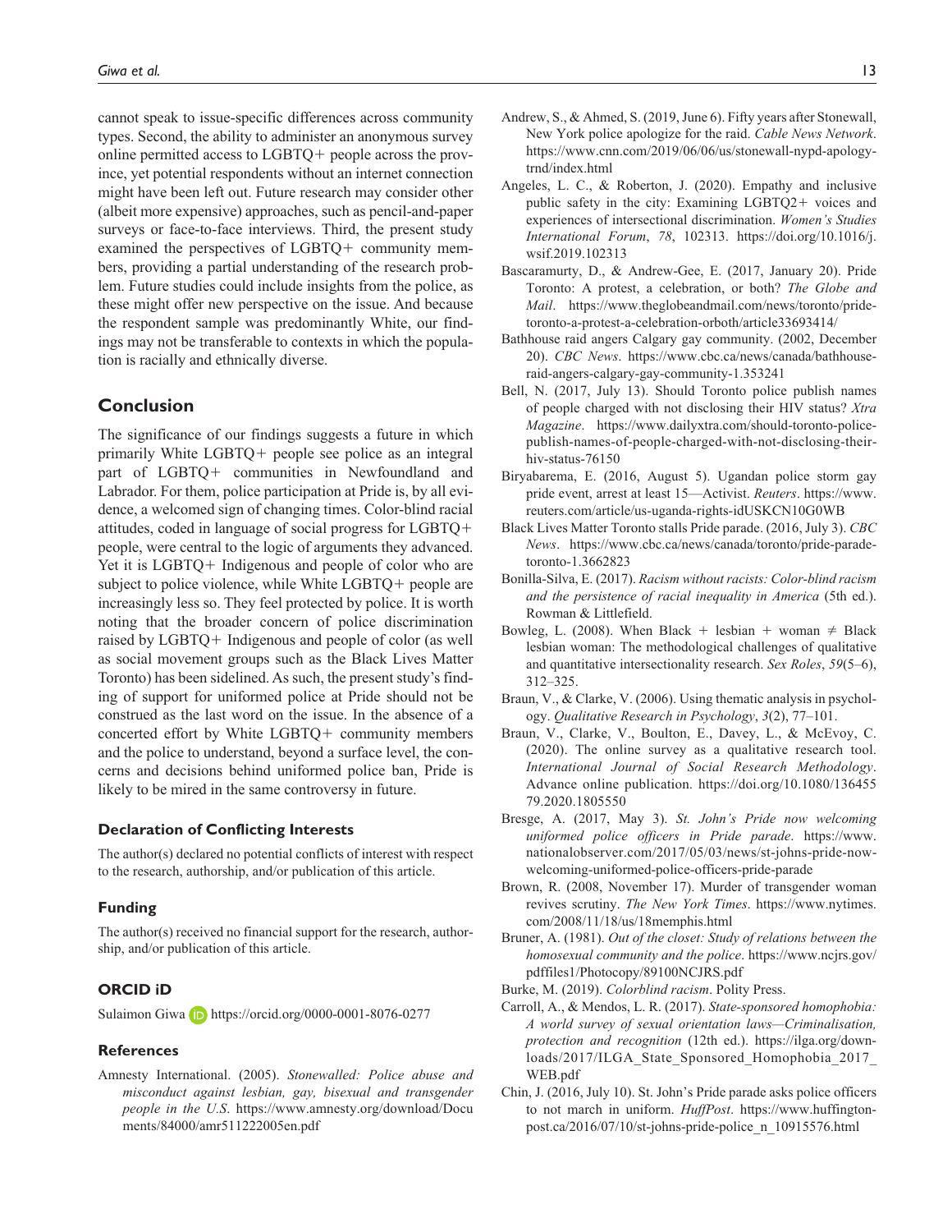cannot speak to issue-specific differences across community types. Second, the ability to administer an anonymous survey online permitted access to LGBTQ+ people across the province, yet potential respondents without an internet connection might have been left out. Future research may consider other (albeit more expensive) approaches, such as pencil-and-paper surveys or face-to-face interviews. Third, the present study examined the perspectives of LGBTQ+ community members, providing a partial understanding of the research problem. Future studies could include insights from the police, as these might offer new perspective on the issue. And because the respondent sample was predominantly White, our findings may not be transferable to contexts in which the population is racially and ethnically diverse.

## Conclusion

The significance of our findings suggests a future in which primarily White LGBTQ+ people see police as an integral part of LGBTQ+ communities in Newfoundland and Labrador. For them, police participation at Pride is, by all evidence, a welcomed sign of changing times. Color-blind racial attitudes, coded in language of social progress for LGBTQ+ people, were central to the logic of arguments they advanced. Yet it is LGBTQ+ Indigenous and people of color who are subject to police violence, while White LGBTQ+ people are increasingly less so. They feel protected by police. It is worth noting that the broader concern of police discrimination raised by LGBTQ+ Indigenous and people of color (as well as social movement groups such as the Black Lives Matter Toronto) has been sidelined. As such, the present study's finding of support for uniformed police at Pride should not be construed as the last word on the issue. In the absence of a concerted effort by White LGBTQ+ community members and the police to understand, beyond a surface level, the concerns and decisions behind uniformed police ban, Pride is likely to be mired in the same controversy in future.

### Declaration of Conflicting Interests

The author(s) declared no potential conflicts of interest with respect to the research, authorship, and/or publication of this article.

### Funding

The author(s) received no financial support for the research, authorship, and/or publication of this article.

### ORCID iD

Sulaimon Giwa https://orcid.org/0000-0001-8076-0277

### References

Amnesty International. (2005). *Stonewalled: Police abuse and misconduct against lesbian, gay, bisexual and transgender people in the U.S*. https://www.amnesty.org/download/Documents/84000/amr511222005en.pdf

Andrew, S., & Ahmed, S. (2019, June 6). Fifty years after Stonewall, New York police apologize for the raid. *Cable News Network*. https://www.cnn.com/2019/06/06/us/stonewall-nypd-apology-trnd/index.html

Angeles, L. C., & Roberton, J. (2020). Empathy and inclusive public safety in the city: Examining LGBTQ2+ voices and experiences of intersectional discrimination. *Women's Studies International Forum*, *78*, 102313. https://doi.org/10.1016/j.wsif.2019.102313

Bascaramurty, D., & Andrew-Gee, E. (2017, January 20). Pride Toronto: A protest, a celebration, or both? *The Globe and Mail*. https://www.theglobeandmail.com/news/toronto/pride-toronto-a-protest-a-celebration-orboth/article33693414/

Bathhouse raid angers Calgary gay community. (2002, December 20). *CBC News*. https://www.cbc.ca/news/canada/bathhouse-raid-angers-calgary-gay-community-1.353241

Bell, N. (2017, July 13). Should Toronto police publish names of people charged with not disclosing their HIV status? *Xtra Magazine*. https://www.dailyxtra.com/should-toronto-police-publish-names-of-people-charged-with-not-disclosing-their-hiv-status-76150

Biryabarema, E. (2016, August 5). Ugandan police storm gay pride event, arrest at least 15—Activist. *Reuters*. https://www.reuters.com/article/us-uganda-rights-idUSKCN10G0WB

Black Lives Matter Toronto stalls Pride parade. (2016, July 3). *CBC News*. https://www.cbc.ca/news/canada/toronto/pride-parade-toronto-1.3662823

Bonilla-Silva, E. (2017). *Racism without racists: Color-blind racism and the persistence of racial inequality in America* (5th ed.). Rowman & Littlefield.

Bowleg, L. (2008). When Black + lesbian + woman ≠ Black lesbian woman: The methodological challenges of qualitative and quantitative intersectionality research. *Sex Roles*, *59*(5–6), 312–325.

Braun, V., & Clarke, V. (2006). Using thematic analysis in psychology. *Qualitative Research in Psychology*, *3*(2), 77–101.

Braun, V., Clarke, V., Boulton, E., Davey, L., & McEvoy, C. (2020). The online survey as a qualitative research tool. *International Journal of Social Research Methodology*. Advance online publication. https://doi.org/10.1080/13645579.2020.1805550

Bresge, A. (2017, May 3). *St. John's Pride now welcoming uniformed police officers in Pride parade*. https://www.nationalobserver.com/2017/05/03/news/st-johns-pride-now-welcoming-uniformed-police-officers-pride-parade

Brown, R. (2008, November 17). Murder of transgender woman revives scrutiny. *The New York Times*. https://www.nytimes.com/2008/11/18/us/18memphis.html

Bruner, A. (1981). *Out of the closet: Study of relations between the homosexual community and the police*. https://www.ncjrs.gov/pdffiles1/Photocopy/89100NCJRS.pdf

Burke, M. (2019). *Colorblind racism*. Polity Press.

Carroll, A., & Mendos, L. R. (2017). *State-sponsored homophobia: A world survey of sexual orientation laws—Criminalisation, protection and recognition* (12th ed.). https://ilga.org/downloads/2017/ILGA_State_Sponsored_Homophobia_2017_WEB.pdf

Chin, J. (2016, July 10). St. John's Pride parade asks police officers to not march in uniform. *HuffPost*. https://www.huffingtonpost.ca/2016/07/10/st-johns-pride-police_n_10915576.html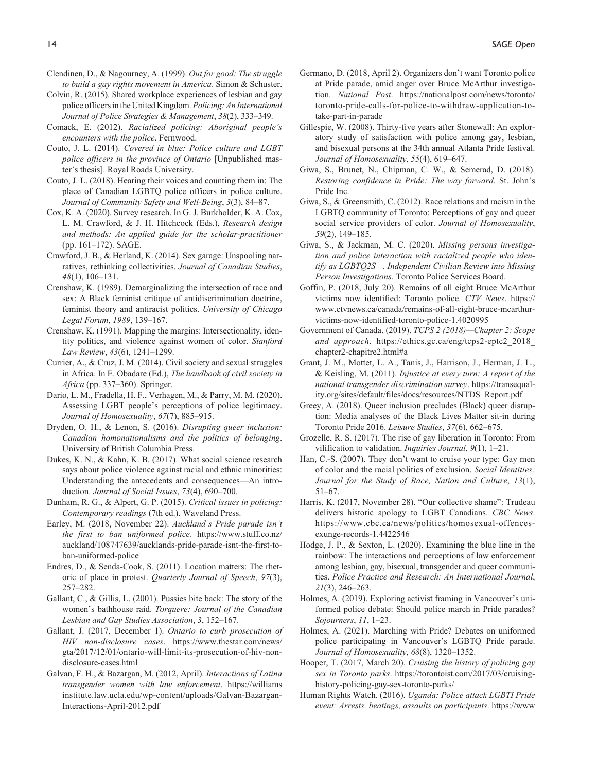Clendinen, D., & Nagourney, A. (1999). *Out for good: The struggle to build a gay rights movement in America*. Simon & Schuster.

Colvin, R. (2015). Shared workplace experiences of lesbian and gay police officers in the United Kingdom. *Policing: An International Journal of Police Strategies & Management*, *38*(2), 333–349.

Comack, E. (2012). *Racialized policing: Aboriginal people's encounters with the police*. Fernwood.

Couto, J. L. (2014). *Covered in blue: Police culture and LGBT police officers in the province of Ontario* [Unpublished master's thesis]. Royal Roads University.

Couto, J. L. (2018). Hearing their voices and counting them in: The place of Canadian LGBTQ police officers in police culture. *Journal of Community Safety and Well-Being*, *3*(3), 84–87.

Cox, K. A. (2020). Survey research. In G. J. Burkholder, K. A. Cox, L. M. Crawford, & J. H. Hitchcock (Eds.), *Research design and methods: An applied guide for the scholar-practitioner* (pp. 161–172). SAGE.

Crawford, J. B., & Herland, K. (2014). Sex garage: Unspooling narratives, rethinking collectivities. *Journal of Canadian Studies*, *48*(1), 106–131.

Crenshaw, K. (1989). Demarginalizing the intersection of race and sex: A Black feminist critique of antidiscrimination doctrine, feminist theory and antiracist politics. *University of Chicago Legal Forum*, *1989*, 139–167.

Crenshaw, K. (1991). Mapping the margins: Intersectionality, identity politics, and violence against women of color. *Stanford Law Review*, *43*(6), 1241–1299.

Currier, A., & Cruz, J. M. (2014). Civil society and sexual struggles in Africa. In E. Obadare (Ed.), *The handbook of civil society in Africa* (pp. 337–360). Springer.

Dario, L. M., Fradella, H. F., Verhagen, M., & Parry, M. M. (2020). Assessing LGBT people's perceptions of police legitimacy. *Journal of Homosexuality*, *67*(7), 885–915.

Dryden, O. H., & Lenon, S. (2016). *Disrupting queer inclusion: Canadian homonationalisms and the politics of belonging*. University of British Columbia Press.

Dukes, K. N., & Kahn, K. B. (2017). What social science research says about police violence against racial and ethnic minorities: Understanding the antecedents and consequences—An introduction. *Journal of Social Issues*, *73*(4), 690–700.

Dunham, R. G., & Alpert, G. P. (2015). *Critical issues in policing: Contemporary readings* (7th ed.). Waveland Press.

Earley, M. (2018, November 22). *Auckland's Pride parade isn't the first to ban uniformed police*. https://www.stuff.co.nz/auckland/108747639/aucklands-pride-parade-isnt-the-first-to-ban-uniformed-police

Endres, D., & Senda-Cook, S. (2011). Location matters: The rhetoric of place in protest. *Quarterly Journal of Speech*, *97*(3), 257–282.

Gallant, C., & Gillis, L. (2001). Pussies bite back: The story of the women's bathhouse raid. *Torquere: Journal of the Canadian Lesbian and Gay Studies Association*, *3*, 152–167.

Gallant, J. (2017, December 1). *Ontario to curb prosecution of HIV non-disclosure cases*. https://www.thestar.com/news/gta/2017/12/01/ontario-will-limit-its-prosecution-of-hiv-non-disclosure-cases.html

Galvan, F. H., & Bazargan, M. (2012, April). *Interactions of Latina transgender women with law enforcement*. https://williamsinstitute.law.ucla.edu/wp-content/uploads/Galvan-Bazargan-Interactions-April-2012.pdf

Germano, D. (2018, April 2). Organizers don't want Toronto police at Pride parade, amid anger over Bruce McArthur investigation. *National Post*. https://nationalpost.com/news/toronto/toronto-pride-calls-for-police-to-withdraw-application-to-take-part-in-parade

Gillespie, W. (2008). Thirty-five years after Stonewall: An exploratory study of satisfaction with police among gay, lesbian, and bisexual persons at the 34th annual Atlanta Pride festival. *Journal of Homosexuality*, *55*(4), 619–647.

Giwa, S., Brunet, N., Chipman, C. W., & Semerad, D. (2018). *Restoring confidence in Pride: The way forward*. St. John's Pride Inc.

Giwa, S., & Greensmith, C. (2012). Race relations and racism in the LGBTQ community of Toronto: Perceptions of gay and queer social service providers of color. *Journal of Homosexuality*, *59*(2), 149–185.

Giwa, S., & Jackman, M. C. (2020). *Missing persons investigation and police interaction with racialized people who identify as LGBTQ2S+. Independent Civilian Review into Missing Person Investigations*. Toronto Police Services Board.

Goffin, P. (2018, July 20). Remains of all eight Bruce McArthur victims now identified: Toronto police. *CTV News*. https://www.ctvnews.ca/canada/remains-of-all-eight-bruce-mcarthur-victims-now-identified-toronto-police-1.4020995

Government of Canada. (2019). *TCPS 2 (2018)—Chapter 2: Scope and approach*. https://ethics.gc.ca/eng/tcps2-eptc2_2018_chapter2-chapitre2.html#a

Grant, J. M., Mottet, L. A., Tanis, J., Harrison, J., Herman, J. L., & Keisling, M. (2011). *Injustice at every turn: A report of the national transgender discrimination survey*. https://transequality.org/sites/default/files/docs/resources/NTDS_Report.pdf

Greey, A. (2018). Queer inclusion precludes (Black) queer disruption: Media analyses of the Black Lives Matter sit-in during Toronto Pride 2016. *Leisure Studies*, *37*(6), 662–675.

Grozelle, R. S. (2017). The rise of gay liberation in Toronto: From vilification to validation. *Inquiries Journal*, *9*(1), 1–21.

Han, C.-S. (2007). They don't want to cruise your type: Gay men of color and the racial politics of exclusion. *Social Identities: Journal for the Study of Race, Nation and Culture*, *13*(1), 51–67.

Harris, K. (2017, November 28). "Our collective shame": Trudeau delivers historic apology to LGBT Canadians. *CBC News*. https://www.cbc.ca/news/politics/homosexual-offences-exunge-records-1.4422546

Hodge, J. P., & Sexton, L. (2020). Examining the blue line in the rainbow: The interactions and perceptions of law enforcement among lesbian, gay, bisexual, transgender and queer communities. *Police Practice and Research: An International Journal*, *21*(3), 246–263.

Holmes, A. (2019). Exploring activist framing in Vancouver's uniformed police debate: Should police march in Pride parades? *Sojourners*, *11*, 1–23.

Holmes, A. (2021). Marching with Pride? Debates on uniformed police participating in Vancouver's LGBTQ Pride parade. *Journal of Homosexuality*, *68*(8), 1320–1352.

Hooper, T. (2017, March 20). *Cruising the history of policing gay sex in Toronto parks*. https://torontoist.com/2017/03/cruising-history-policing-gay-sex-toronto-parks/

Human Rights Watch. (2016). *Uganda: Police attack LGBTI Pride event: Arrests, beatings, assaults on participants*. https://www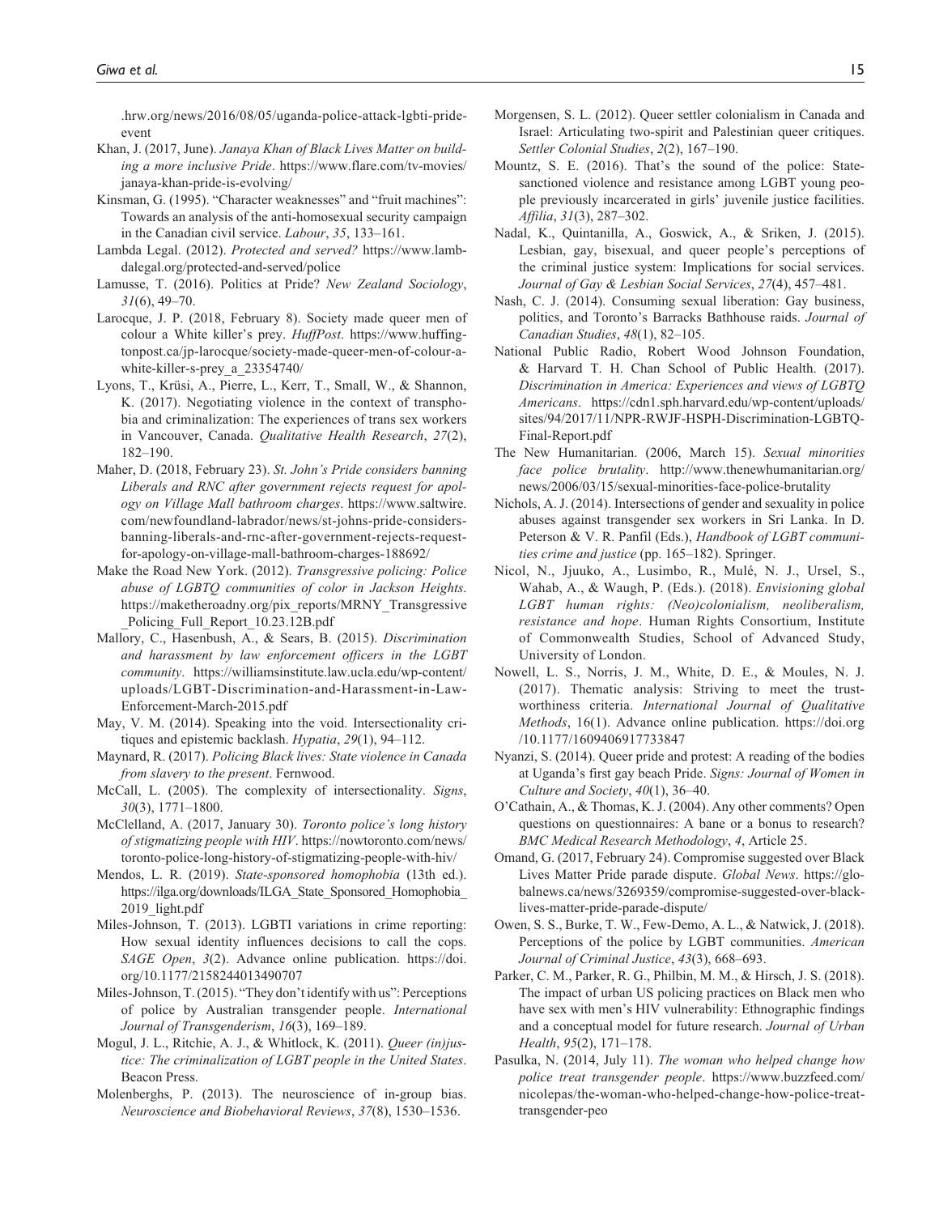.hrw.org/news/2016/08/05/uganda-police-attack-lgbti-pride-event

Khan, J. (2017, June). *Janaya Khan of Black Lives Matter on building a more inclusive Pride*. https://www.flare.com/tv-movies/janaya-khan-pride-is-evolving/

Kinsman, G. (1995). "Character weaknesses" and "fruit machines": Towards an analysis of the anti-homosexual security campaign in the Canadian civil service. *Labour*, *35*, 133–161.

Lambda Legal. (2012). *Protected and served?* https://www.lambdalegal.org/protected-and-served/police

Lamusse, T. (2016). Politics at Pride? *New Zealand Sociology*, *31*(6), 49–70.

Larocque, J. P. (2018, February 8). Society made queer men of colour a White killer's prey. *HuffPost*. https://www.huffingtonpost.ca/jp-larocque/society-made-queer-men-of-colour-a-white-killer-s-prey_a_23354740/

Lyons, T., Krüsi, A., Pierre, L., Kerr, T., Small, W., & Shannon, K. (2017). Negotiating violence in the context of transphobia and criminalization: The experiences of trans sex workers in Vancouver, Canada. *Qualitative Health Research*, *27*(2), 182–190.

Maher, D. (2018, February 23). *St. John's Pride considers banning Liberals and RNC after government rejects request for apology on Village Mall bathroom charges*. https://www.saltwire.com/newfoundland-labrador/news/st-johns-pride-considers-banning-liberals-and-rnc-after-government-rejects-request-for-apology-on-village-mall-bathroom-charges-188692/

Make the Road New York. (2012). *Transgressive policing: Police abuse of LGBTQ communities of color in Jackson Heights*. https://maketheroadny.org/pix_reports/MRNY_Transgressive_Policing_Full_Report_10.23.12B.pdf

Mallory, C., Hasenbush, A., & Sears, B. (2015). *Discrimination and harassment by law enforcement officers in the LGBT community*. https://williamsinstitute.law.ucla.edu/wp-content/uploads/LGBT-Discrimination-and-Harassment-in-Law-Enforcement-March-2015.pdf

May, V. M. (2014). Speaking into the void. Intersectionality critiques and epistemic backlash. *Hypatia*, *29*(1), 94–112.

Maynard, R. (2017). *Policing Black lives: State violence in Canada from slavery to the present*. Fernwood.

McCall, L. (2005). The complexity of intersectionality. *Signs*, *30*(3), 1771–1800.

McClelland, A. (2017, January 30). *Toronto police's long history of stigmatizing people with HIV*. https://nowtoronto.com/news/toronto-police-long-history-of-stigmatizing-people-with-hiv/

Mendos, L. R. (2019). *State-sponsored homophobia* (13th ed.). https://ilga.org/downloads/ILGA_State_Sponsored_Homophobia_2019_light.pdf

Miles-Johnson, T. (2013). LGBTI variations in crime reporting: How sexual identity influences decisions to call the cops. *SAGE Open*, *3*(2). Advance online publication. https://doi.org/10.1177/2158244013490707

Miles-Johnson, T. (2015). "They don't identify with us": Perceptions of police by Australian transgender people. *International Journal of Transgenderism*, *16*(3), 169–189.

Mogul, J. L., Ritchie, A. J., & Whitlock, K. (2011). *Queer (in)justice: The criminalization of LGBT people in the United States*. Beacon Press.

Molenberghs, P. (2013). The neuroscience of in-group bias. *Neuroscience and Biobehavioral Reviews*, *37*(8), 1530–1536.

Morgensen, S. L. (2012). Queer settler colonialism in Canada and Israel: Articulating two-spirit and Palestinian queer critiques. *Settler Colonial Studies*, *2*(2), 167–190.

Mountz, S. E. (2016). That's the sound of the police: State-sanctioned violence and resistance among LGBT young people previously incarcerated in girls' juvenile justice facilities. *Affilia*, *31*(3), 287–302.

Nadal, K., Quintanilla, A., Goswick, A., & Sriken, J. (2015). Lesbian, gay, bisexual, and queer people's perceptions of the criminal justice system: Implications for social services. *Journal of Gay & Lesbian Social Services*, *27*(4), 457–481.

Nash, C. J. (2014). Consuming sexual liberation: Gay business, politics, and Toronto's Barracks Bathhouse raids. *Journal of Canadian Studies*, *48*(1), 82–105.

National Public Radio, Robert Wood Johnson Foundation, & Harvard T. H. Chan School of Public Health. (2017). *Discrimination in America: Experiences and views of LGBTQ Americans*. https://cdn1.sph.harvard.edu/wp-content/uploads/sites/94/2017/11/NPR-RWJF-HSPH-Discrimination-LGBTQ-Final-Report.pdf

The New Humanitarian. (2006, March 15). *Sexual minorities face police brutality*. http://www.thenewhumanitarian.org/news/2006/03/15/sexual-minorities-face-police-brutality

Nichols, A. J. (2014). Intersections of gender and sexuality in police abuses against transgender sex workers in Sri Lanka. In D. Peterson & V. R. Panfil (Eds.), *Handbook of LGBT communities crime and justice* (pp. 165–182). Springer.

Nicol, N., Jjuuko, A., Lusimbo, R., Mulé, N. J., Ursel, S., Wahab, A., & Waugh, P. (Eds.). (2018). *Envisioning global LGBT human rights: (Neo)colonialism, neoliberalism, resistance and hope*. Human Rights Consortium, Institute of Commonwealth Studies, School of Advanced Study, University of London.

Nowell, L. S., Norris, J. M., White, D. E., & Moules, N. J. (2017). Thematic analysis: Striving to meet the trustworthiness criteria. *International Journal of Qualitative Methods*, 16(1). Advance online publication. https://doi.org/10.1177/1609406917733847

Nyanzi, S. (2014). Queer pride and protest: A reading of the bodies at Uganda's first gay beach Pride. *Signs: Journal of Women in Culture and Society*, *40*(1), 36–40.

O'Cathain, A., & Thomas, K. J. (2004). Any other comments? Open questions on questionnaires: A bane or a bonus to research? *BMC Medical Research Methodology*, *4*, Article 25.

Omand, G. (2017, February 24). Compromise suggested over Black Lives Matter Pride parade dispute. *Global News*. https://globalnews.ca/news/3269359/compromise-suggested-over-black-lives-matter-pride-parade-dispute/

Owen, S. S., Burke, T. W., Few-Demo, A. L., & Natwick, J. (2018). Perceptions of the police by LGBT communities. *American Journal of Criminal Justice*, *43*(3), 668–693.

Parker, C. M., Parker, R. G., Philbin, M. M., & Hirsch, J. S. (2018). The impact of urban US policing practices on Black men who have sex with men's HIV vulnerability: Ethnographic findings and a conceptual model for future research. *Journal of Urban Health*, *95*(2), 171–178.

Pasulka, N. (2014, July 11). *The woman who helped change how police treat transgender people*. https://www.buzzfeed.com/nicolepas/the-woman-who-helped-change-how-police-treat-transgender-peo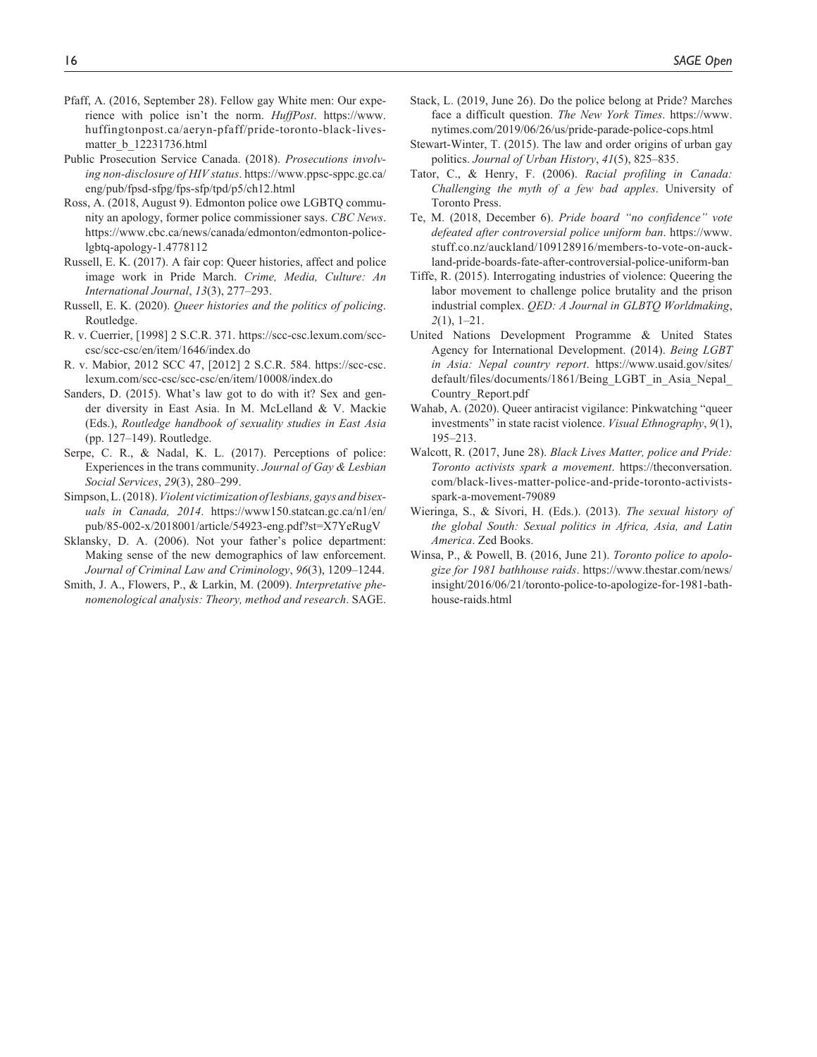Pfaff, A. (2016, September 28). Fellow gay White men: Our experience with police isn't the norm. *HuffPost*. https://www.huffingtonpost.ca/aeryn-pfaff/pride-toronto-black-lives-matter_b_12231736.html

Public Prosecution Service Canada. (2018). *Prosecutions involving non-disclosure of HIV status*. https://www.ppsc-sppc.gc.ca/eng/pub/fpsd-sfpg/fps-sfp/tpd/p5/ch12.html

Ross, A. (2018, August 9). Edmonton police owe LGBTQ community an apology, former police commissioner says. *CBC News*. https://www.cbc.ca/news/canada/edmonton/edmonton-police-lgbtq-apology-1.4778112

Russell, E. K. (2017). A fair cop: Queer histories, affect and police image work in Pride March. *Crime, Media, Culture: An International Journal*, *13*(3), 277–293.

Russell, E. K. (2020). *Queer histories and the politics of policing*. Routledge.

R. v. Cuerrier, [1998] 2 S.C.R. 371. https://scc-csc.lexum.com/scc-csc/scc-csc/en/item/1646/index.do

R. v. Mabior, 2012 SCC 47, [2012] 2 S.C.R. 584. https://scc-csc.lexum.com/scc-csc/scc-csc/en/item/10008/index.do

Sanders, D. (2015). What's law got to do with it? Sex and gender diversity in East Asia. In M. McLelland & V. Mackie (Eds.), *Routledge handbook of sexuality studies in East Asia* (pp. 127–149). Routledge.

Serpe, C. R., & Nadal, K. L. (2017). Perceptions of police: Experiences in the trans community. *Journal of Gay & Lesbian Social Services*, *29*(3), 280–299.

Simpson, L. (2018). *Violent victimization of lesbians, gays and bisexuals in Canada, 2014*. https://www150.statcan.gc.ca/n1/en/pub/85-002-x/2018001/article/54923-eng.pdf?st=X7YeRugV

Sklansky, D. A. (2006). Not your father's police department: Making sense of the new demographics of law enforcement. *Journal of Criminal Law and Criminology*, *96*(3), 1209–1244.

Smith, J. A., Flowers, P., & Larkin, M. (2009). *Interpretative phenomenological analysis: Theory, method and research*. SAGE.

Stack, L. (2019, June 26). Do the police belong at Pride? Marches face a difficult question. *The New York Times*. https://www.nytimes.com/2019/06/26/us/pride-parade-police-cops.html

Stewart-Winter, T. (2015). The law and order origins of urban gay politics. *Journal of Urban History*, *41*(5), 825–835.

Tator, C., & Henry, F. (2006). *Racial profiling in Canada: Challenging the myth of a few bad apples*. University of Toronto Press.

Te, M. (2018, December 6). *Pride board "no confidence" vote defeated after controversial police uniform ban*. https://www.stuff.co.nz/auckland/109128916/members-to-vote-on-auckland-pride-boards-fate-after-controversial-police-uniform-ban

Tiffe, R. (2015). Interrogating industries of violence: Queering the labor movement to challenge police brutality and the prison industrial complex. *QED: A Journal in GLBTQ Worldmaking*, *2*(1), 1–21.

United Nations Development Programme & United States Agency for International Development. (2014). *Being LGBT in Asia: Nepal country report*. https://www.usaid.gov/sites/default/files/documents/1861/Being_LGBT_in_Asia_Nepal_Country_Report.pdf

Wahab, A. (2020). Queer antiracist vigilance: Pinkwatching "queer investments" in state racist violence. *Visual Ethnography*, *9*(1), 195–213.

Walcott, R. (2017, June 28). *Black Lives Matter, police and Pride: Toronto activists spark a movement*. https://theconversation.com/black-lives-matter-police-and-pride-toronto-activists-spark-a-movement-79089

Wieringa, S., & Sívori, H. (Eds.). (2013). *The sexual history of the global South: Sexual politics in Africa, Asia, and Latin America*. Zed Books.

Winsa, P., & Powell, B. (2016, June 21). *Toronto police to apologize for 1981 bathhouse raids*. https://www.thestar.com/news/insight/2016/06/21/toronto-police-to-apologize-for-1981-bathhouse-raids.html